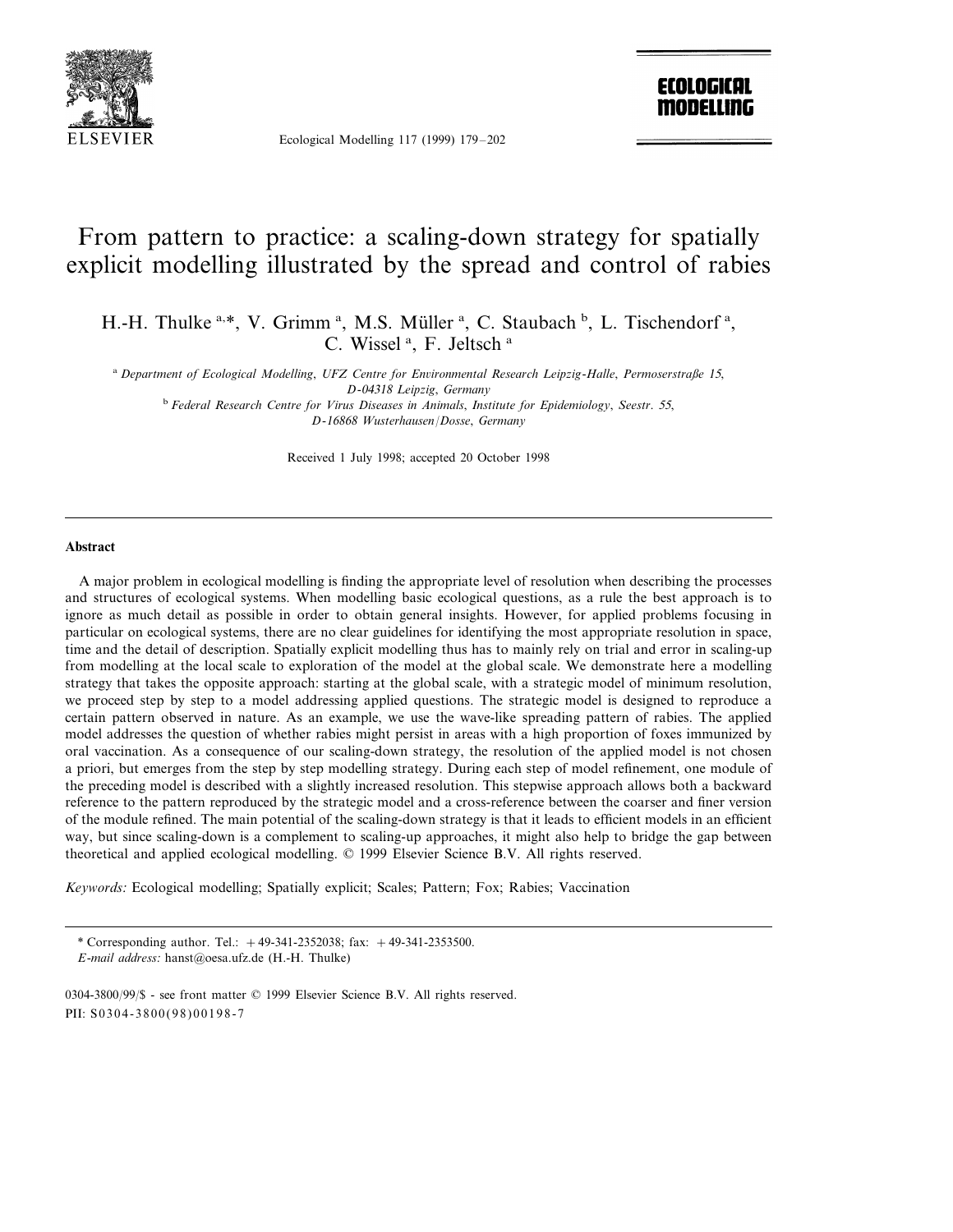# From pattern to practice: a scaling-down strategy for spatially explicit modelling illustrated by the spread and control of rabies

H.-H. Thulke [a,*], V. Grimm [a], M.S. Müller [a], C. Staubach [b], L. Tischendorf [a], C. Wissel [a], F. Jeltsch [a]

[a] *Department of Ecological Modelling, UFZ Centre for Environmental Research Leipzig-Halle, Permoserstraße 15, D-04318 Leipzig, Germany*

[b] *Federal Research Centre for Virus Diseases in Animals, Institute for Epidemiology, Seestr. 55, D-16868 Wusterhausen/Dosse, Germany*

Received 1 July 1998; accepted 20 October 1998

---

## Abstract

A major problem in ecological modelling is finding the appropriate level of resolution when describing the processes and structures of ecological systems. When modelling basic ecological questions, as a rule the best approach is to ignore as much detail as possible in order to obtain general insights. However, for applied problems focusing in particular on ecological systems, there are no clear guidelines for identifying the most appropriate resolution in space, time and the detail of description. Spatially explicit modelling thus has to mainly rely on trial and error in scaling-up from modelling at the local scale to exploration of the model at the global scale. We demonstrate here a modelling strategy that takes the opposite approach: starting at the global scale, with a strategic model of minimum resolution, we proceed step by step to a model addressing applied questions. The strategic model is designed to reproduce a certain pattern observed in nature. As an example, we use the wave-like spreading pattern of rabies. The applied model addresses the question of whether rabies might persist in areas with a high proportion of foxes immunized by oral vaccination. As a consequence of our scaling-down strategy, the resolution of the applied model is not chosen a priori, but emerges from the step by step modelling strategy. During each step of model refinement, one module of the preceding model is described with a slightly increased resolution. This stepwise approach allows both a backward reference to the pattern reproduced by the strategic model and a cross-reference between the coarser and finer version of the module refined. The main potential of the scaling-down strategy is that it leads to efficient models in an efficient way, but since scaling-down is a complement to scaling-up approaches, it might also help to bridge the gap between theoretical and applied ecological modelling. © 1999 Elsevier Science B.V. All rights reserved.

*Keywords:* Ecological modelling; Spatially explicit; Scales; Pattern; Fox; Rabies; Vaccination

---

\* Corresponding author. Tel.: +49-341-2352038; fax: +49-341-2353500.
*E-mail address:* hanst@oesa.ufz.de (H.-H. Thulke)

0304-3800/99/$ - see front matter © 1999 Elsevier Science B.V. All rights reserved.
PII: S0304-3800(98)00198-7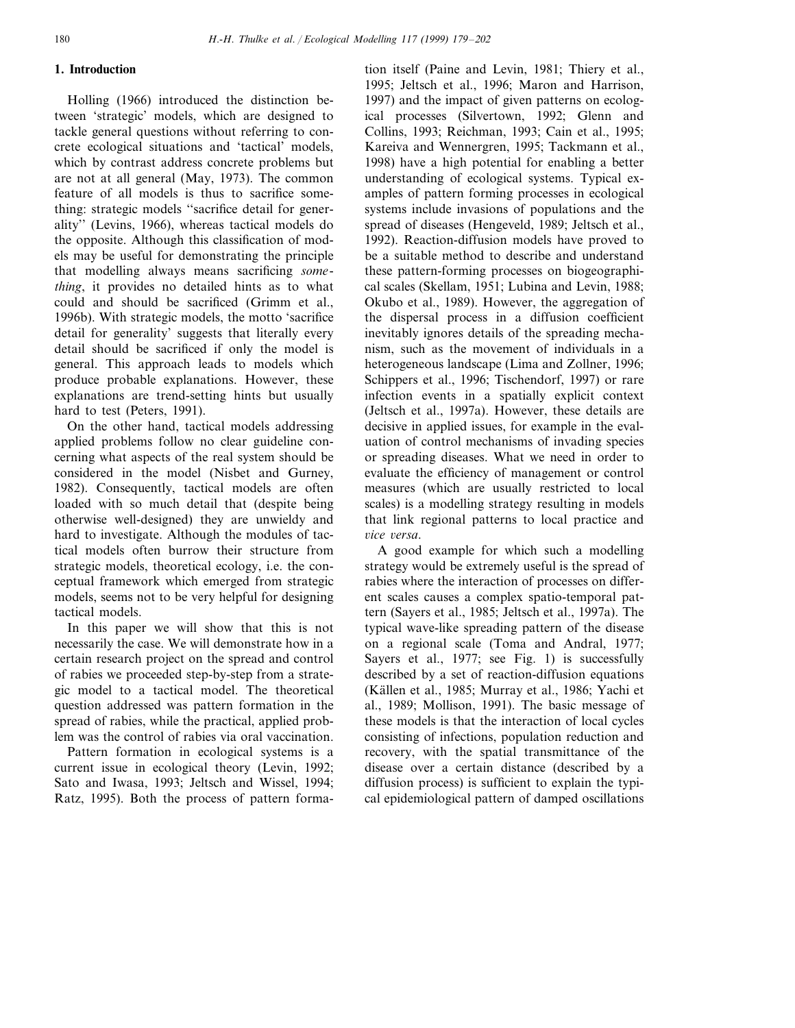## 1. Introduction

Holling (1966) introduced the distinction between 'strategic' models, which are designed to tackle general questions without referring to concrete ecological situations and 'tactical' models, which by contrast address concrete problems but are not at all general (May, 1973). The common feature of all models is thus to sacrifice something: strategic models "sacrifice detail for generality" (Levins, 1966), whereas tactical models do the opposite. Although this classification of models may be useful for demonstrating the principle that modelling always means sacrificing *something*, it provides no detailed hints as to what could and should be sacrificed (Grimm et al., 1996b). With strategic models, the motto 'sacrifice detail for generality' suggests that literally every detail should be sacrificed if only the model is general. This approach leads to models which produce probable explanations. However, these explanations are trend-setting hints but usually hard to test (Peters, 1991).

On the other hand, tactical models addressing applied problems follow no clear guideline concerning what aspects of the real system should be considered in the model (Nisbet and Gurney, 1982). Consequently, tactical models are often loaded with so much detail that (despite being otherwise well-designed) they are unwieldy and hard to investigate. Although the modules of tactical models often burrow their structure from strategic models, theoretical ecology, i.e. the conceptual framework which emerged from strategic models, seems not to be very helpful for designing tactical models.

In this paper we will show that this is not necessarily the case. We will demonstrate how in a certain research project on the spread and control of rabies we proceeded step-by-step from a strategic model to a tactical model. The theoretical question addressed was pattern formation in the spread of rabies, while the practical, applied problem was the control of rabies via oral vaccination.

Pattern formation in ecological systems is a current issue in ecological theory (Levin, 1992; Sato and Iwasa, 1993; Jeltsch and Wissel, 1994; Ratz, 1995). Both the process of pattern formation itself (Paine and Levin, 1981; Thiery et al., 1995; Jeltsch et al., 1996; Maron and Harrison, 1997) and the impact of given patterns on ecological processes (Silvertown, 1992; Glenn and Collins, 1993; Reichman, 1993; Cain et al., 1995; Kareiva and Wennergren, 1995; Tackmann et al., 1998) have a high potential for enabling a better understanding of ecological systems. Typical examples of pattern forming processes in ecological systems include invasions of populations and the spread of diseases (Hengeveld, 1989; Jeltsch et al., 1992). Reaction-diffusion models have proved to be a suitable method to describe and understand these pattern-forming processes on biogeographical scales (Skellam, 1951; Lubina and Levin, 1988; Okubo et al., 1989). However, the aggregation of the dispersal process in a diffusion coefficient inevitably ignores details of the spreading mechanism, such as the movement of individuals in a heterogeneous landscape (Lima and Zollner, 1996; Schippers et al., 1996; Tischendorf, 1997) or rare infection events in a spatially explicit context (Jeltsch et al., 1997a). However, these details are decisive in applied issues, for example in the evaluation of control mechanisms of invading species or spreading diseases. What we need in order to evaluate the efficiency of management or control measures (which are usually restricted to local scales) is a modelling strategy resulting in models that link regional patterns to local practice and *vice versa*.

A good example for which such a modelling strategy would be extremely useful is the spread of rabies where the interaction of processes on different scales causes a complex spatio-temporal pattern (Sayers et al., 1985; Jeltsch et al., 1997a). The typical wave-like spreading pattern of the disease on a regional scale (Toma and Andral, 1977; Sayers et al., 1977; see Fig. 1) is successfully described by a set of reaction-diffusion equations (Källen et al., 1985; Murray et al., 1986; Yachi et al., 1989; Mollison, 1991). The basic message of these models is that the interaction of local cycles consisting of infections, population reduction and recovery, with the spatial transmittance of the disease over a certain distance (described by a diffusion process) is sufficient to explain the typical epidemiological pattern of damped oscillations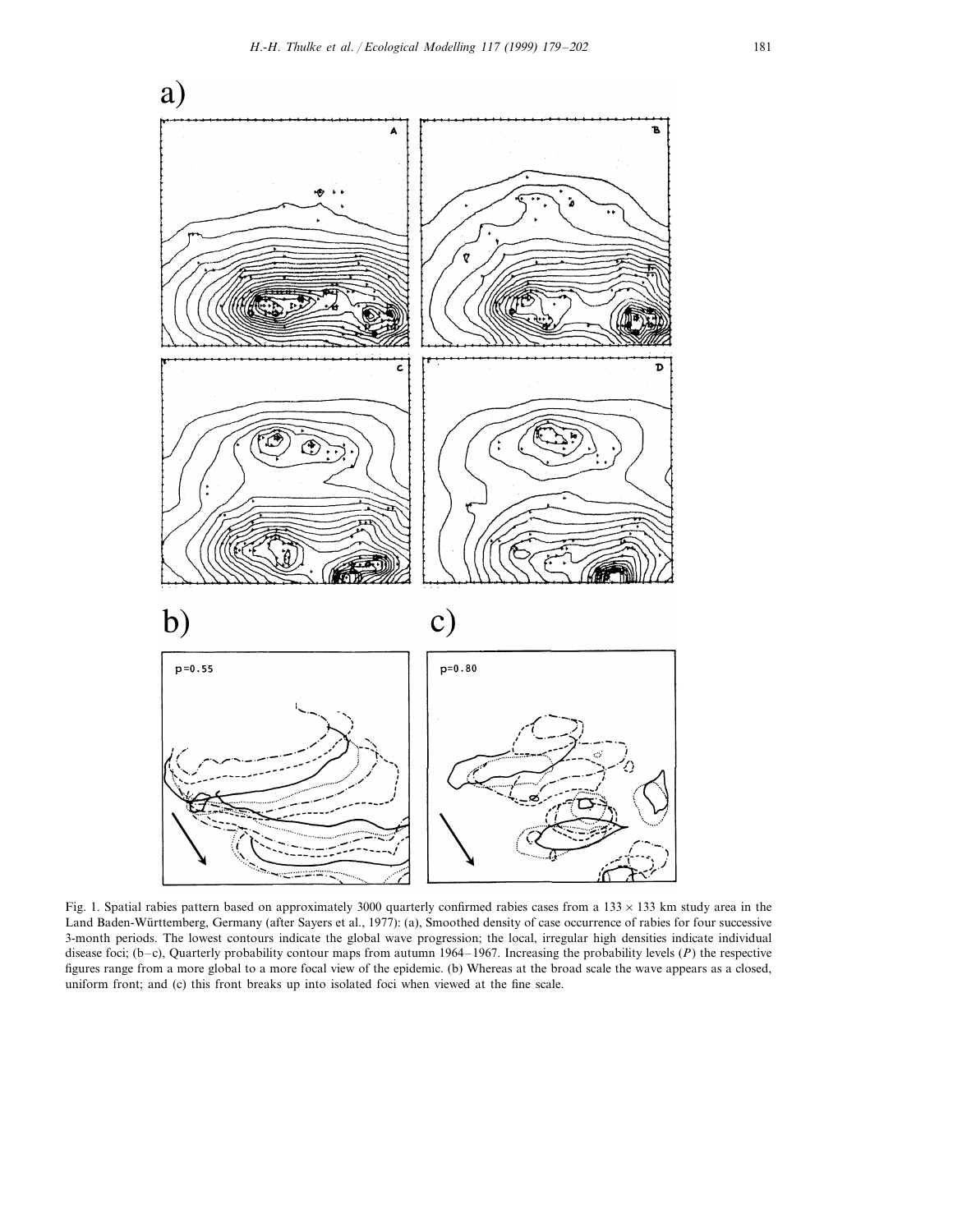a)

A

B

C

D

b)

c)

p=0.55

p=0.80

Fig. 1. Spatial rabies pattern based on approximately 3000 quarterly confirmed rabies cases from a 133 × 133 km study area in the Land Baden-Württemberg, Germany (after Sayers et al., 1977): (a), Smoothed density of case occurrence of rabies for four successive 3-month periods. The lowest contours indicate the global wave progression; the local, irregular high densities indicate individual disease foci; (b–c), Quarterly probability contour maps from autumn 1964–1967. Increasing the probability levels ($P$) the respective figures range from a more global to a more focal view of the epidemic. (b) Whereas at the broad scale the wave appears as a closed, uniform front; and (c) this front breaks up into isolated foci when viewed at the fine scale.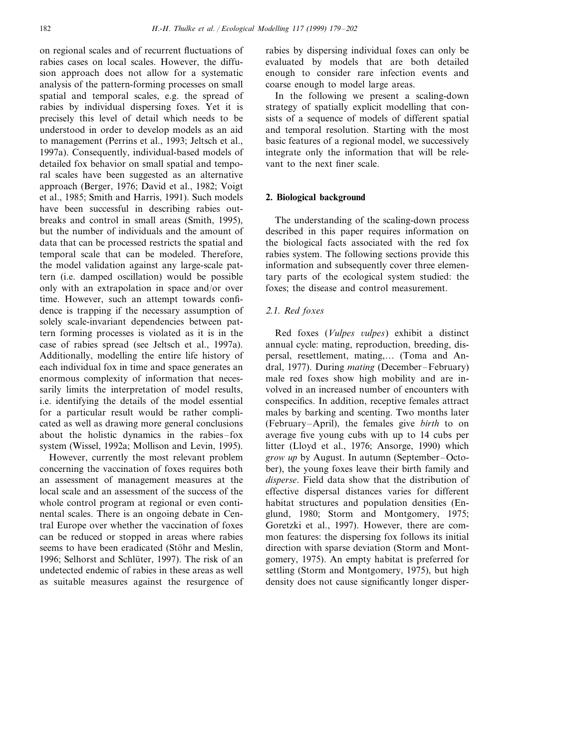on regional scales and of recurrent fluctuations of rabies cases on local scales. However, the diffusion approach does not allow for a systematic analysis of the pattern-forming processes on small spatial and temporal scales, e.g. the spread of rabies by individual dispersing foxes. Yet it is precisely this level of detail which needs to be understood in order to develop models as an aid to management (Perrins et al., 1993; Jeltsch et al., 1997a). Consequently, individual-based models of detailed fox behavior on small spatial and temporal scales have been suggested as an alternative approach (Berger, 1976; David et al., 1982; Voigt et al., 1985; Smith and Harris, 1991). Such models have been successful in describing rabies outbreaks and control in small areas (Smith, 1995), but the number of individuals and the amount of data that can be processed restricts the spatial and temporal scale that can be modeled. Therefore, the model validation against any large-scale pattern (i.e. damped oscillation) would be possible only with an extrapolation in space and/or over time. However, such an attempt towards confidence is trapping if the necessary assumption of solely scale-invariant dependencies between pattern forming processes is violated as it is in the case of rabies spread (see Jeltsch et al., 1997a). Additionally, modelling the entire life history of each individual fox in time and space generates an enormous complexity of information that necessarily limits the interpretation of model results, i.e. identifying the details of the model essential for a particular result would be rather complicated as well as drawing more general conclusions about the holistic dynamics in the rabies–fox system (Wissel, 1992a; Mollison and Levin, 1995).

However, currently the most relevant problem concerning the vaccination of foxes requires both an assessment of management measures at the local scale and an assessment of the success of the whole control program at regional or even continental scales. There is an ongoing debate in Central Europe over whether the vaccination of foxes can be reduced or stopped in areas where rabies seems to have been eradicated (Stöhr and Meslin, 1996; Selhorst and Schlüter, 1997). The risk of an undetected endemic of rabies in these areas as well as suitable measures against the resurgence of rabies by dispersing individual foxes can only be evaluated by models that are both detailed enough to consider rare infection events and coarse enough to model large areas.

In the following we present a scaling-down strategy of spatially explicit modelling that consists of a sequence of models of different spatial and temporal resolution. Starting with the most basic features of a regional model, we successively integrate only the information that will be relevant to the next finer scale.

## 2. Biological background

The understanding of the scaling-down process described in this paper requires information on the biological facts associated with the red fox rabies system. The following sections provide this information and subsequently cover three elementary parts of the ecological system studied: the foxes; the disease and control measurement.

### 2.1. Red foxes

Red foxes (*Vulpes vulpes*) exhibit a distinct annual cycle: mating, reproduction, breeding, dispersal, resettlement, mating,... (Toma and Andral, 1977). During *mating* (December–February) male red foxes show high mobility and are involved in an increased number of encounters with conspecifics. In addition, receptive females attract males by barking and scenting. Two months later (February–April), the females give *birth* to on average five young cubs with up to 14 cubs per litter (Lloyd et al., 1976; Ansorge, 1990) which *grow up* by August. In autumn (September–October), the young foxes leave their birth family and *disperse*. Field data show that the distribution of effective dispersal distances varies for different habitat structures and population densities (Englund, 1980; Storm and Montgomery, 1975; Goretzki et al., 1997). However, there are common features: the dispersing fox follows its initial direction with sparse deviation (Storm and Montgomery, 1975). An empty habitat is preferred for settling (Storm and Montgomery, 1975), but high density does not cause significantly longer disper-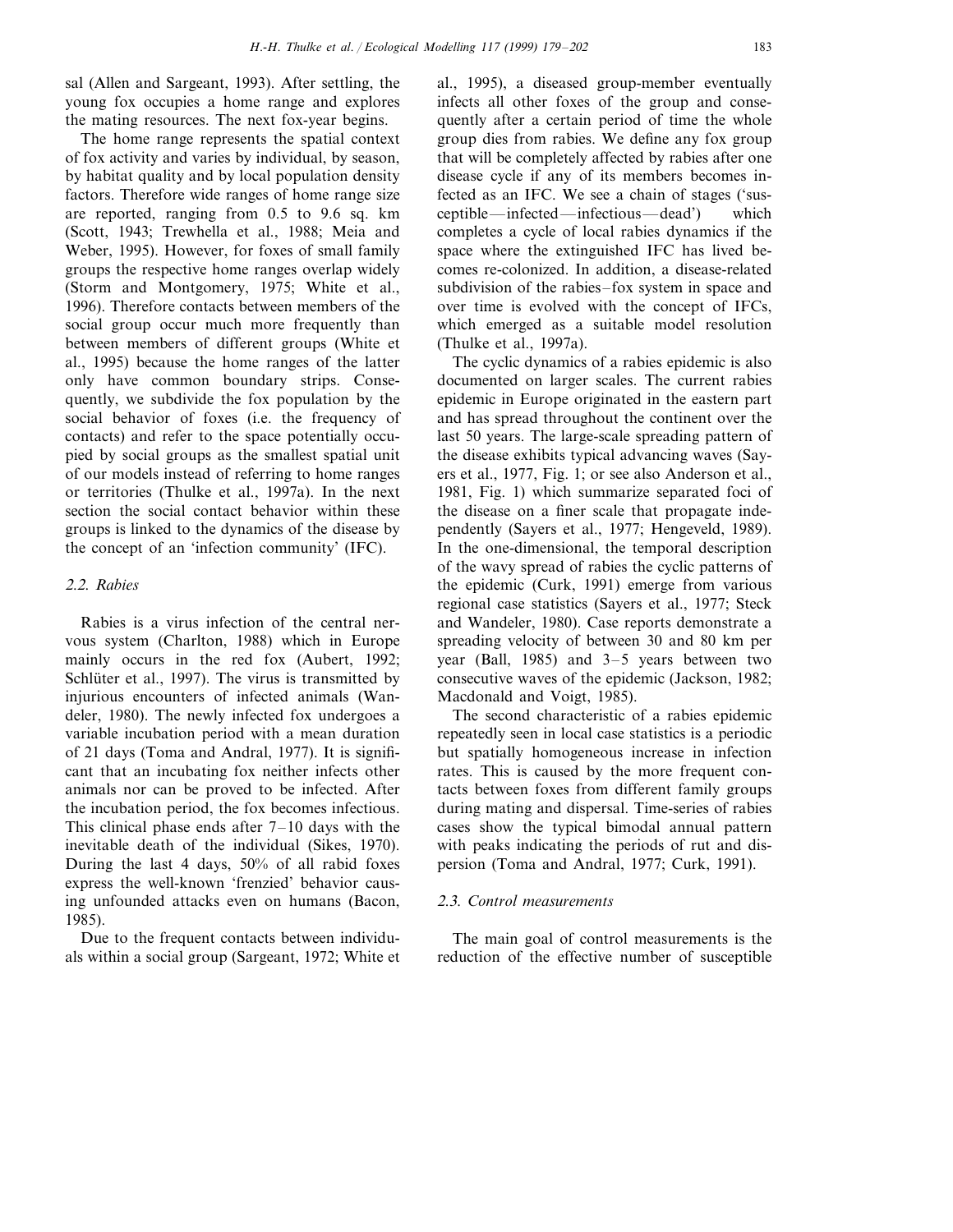sal (Allen and Sargeant, 1993). After settling, the young fox occupies a home range and explores the mating resources. The next fox-year begins.

The home range represents the spatial context of fox activity and varies by individual, by season, by habitat quality and by local population density factors. Therefore wide ranges of home range size are reported, ranging from 0.5 to 9.6 sq. km (Scott, 1943; Trewhella et al., 1988; Meia and Weber, 1995). However, for foxes of small family groups the respective home ranges overlap widely (Storm and Montgomery, 1975; White et al., 1996). Therefore contacts between members of the social group occur much more frequently than between members of different groups (White et al., 1995) because the home ranges of the latter only have common boundary strips. Consequently, we subdivide the fox population by the social behavior of foxes (i.e. the frequency of contacts) and refer to the space potentially occupied by social groups as the smallest spatial unit of our models instead of referring to home ranges or territories (Thulke et al., 1997a). In the next section the social contact behavior within these groups is linked to the dynamics of the disease by the concept of an 'infection community' (IFC).

### 2.2. Rabies

Rabies is a virus infection of the central nervous system (Charlton, 1988) which in Europe mainly occurs in the red fox (Aubert, 1992; Schlüter et al., 1997). The virus is transmitted by injurious encounters of infected animals (Wandeler, 1980). The newly infected fox undergoes a variable incubation period with a mean duration of 21 days (Toma and Andral, 1977). It is significant that an incubating fox neither infects other animals nor can be proved to be infected. After the incubation period, the fox becomes infectious. This clinical phase ends after 7–10 days with the inevitable death of the individual (Sikes, 1970). During the last 4 days, 50% of all rabid foxes express the well-known 'frenzied' behavior causing unfounded attacks even on humans (Bacon, 1985).

Due to the frequent contacts between individuals within a social group (Sargeant, 1972; White et al., 1995), a diseased group-member eventually infects all other foxes of the group and consequently after a certain period of time the whole group dies from rabies. We define any fox group that will be completely affected by rabies after one disease cycle if any of its members becomes infected as an IFC. We see a chain of stages ('susceptible—infected—infectious—dead') which completes a cycle of local rabies dynamics if the space where the extinguished IFC has lived becomes re-colonized. In addition, a disease-related subdivision of the rabies–fox system in space and over time is evolved with the concept of IFCs, which emerged as a suitable model resolution (Thulke et al., 1997a).

The cyclic dynamics of a rabies epidemic is also documented on larger scales. The current rabies epidemic in Europe originated in the eastern part and has spread throughout the continent over the last 50 years. The large-scale spreading pattern of the disease exhibits typical advancing waves (Sayers et al., 1977, Fig. 1; or see also Anderson et al., 1981, Fig. 1) which summarize separated foci of the disease on a finer scale that propagate independently (Sayers et al., 1977; Hengeveld, 1989). In the one-dimensional, the temporal description of the wavy spread of rabies the cyclic patterns of the epidemic (Curk, 1991) emerge from various regional case statistics (Sayers et al., 1977; Steck and Wandeler, 1980). Case reports demonstrate a spreading velocity of between 30 and 80 km per year (Ball, 1985) and 3–5 years between two consecutive waves of the epidemic (Jackson, 1982; Macdonald and Voigt, 1985).

The second characteristic of a rabies epidemic repeatedly seen in local case statistics is a periodic but spatially homogeneous increase in infection rates. This is caused by the more frequent contacts between foxes from different family groups during mating and dispersal. Time-series of rabies cases show the typical bimodal annual pattern with peaks indicating the periods of rut and dispersion (Toma and Andral, 1977; Curk, 1991).

### 2.3. Control measurements

The main goal of control measurements is the reduction of the effective number of susceptible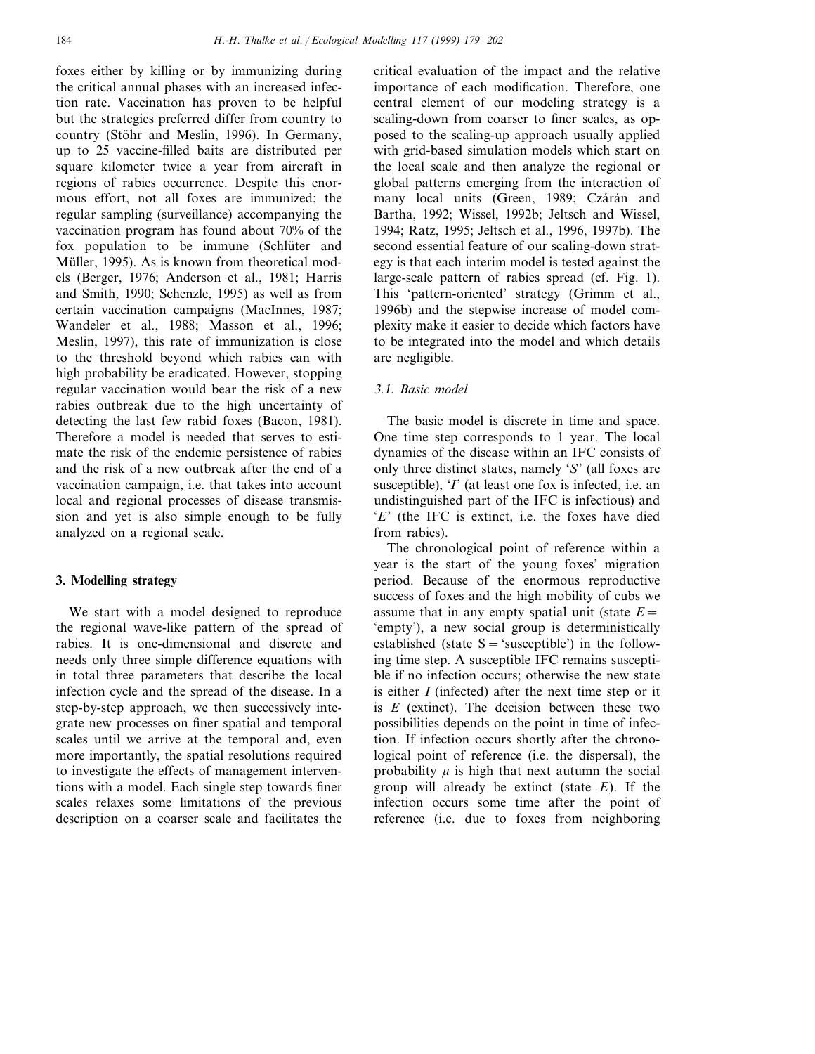foxes either by killing or by immunizing during the critical annual phases with an increased infection rate. Vaccination has proven to be helpful but the strategies preferred differ from country to country (Stöhr and Meslin, 1996). In Germany, up to 25 vaccine-filled baits are distributed per square kilometer twice a year from aircraft in regions of rabies occurrence. Despite this enormous effort, not all foxes are immunized; the regular sampling (surveillance) accompanying the vaccination program has found about 70% of the fox population to be immune (Schlüter and Müller, 1995). As is known from theoretical models (Berger, 1976; Anderson et al., 1981; Harris and Smith, 1990; Schenzle, 1995) as well as from certain vaccination campaigns (MacInnes, 1987; Wandeler et al., 1988; Masson et al., 1996; Meslin, 1997), this rate of immunization is close to the threshold beyond which rabies can with high probability be eradicated. However, stopping regular vaccination would bear the risk of a new rabies outbreak due to the high uncertainty of detecting the last few rabid foxes (Bacon, 1981). Therefore a model is needed that serves to estimate the risk of the endemic persistence of rabies and the risk of a new outbreak after the end of a vaccination campaign, i.e. that takes into account local and regional processes of disease transmission and yet is also simple enough to be fully analyzed on a regional scale.

## 3. Modelling strategy

We start with a model designed to reproduce the regional wave-like pattern of the spread of rabies. It is one-dimensional and discrete and needs only three simple difference equations with in total three parameters that describe the local infection cycle and the spread of the disease. In a step-by-step approach, we then successively integrate new processes on finer spatial and temporal scales until we arrive at the temporal and, even more importantly, the spatial resolutions required to investigate the effects of management interventions with a model. Each single step towards finer scales relaxes some limitations of the previous description on a coarser scale and facilitates the critical evaluation of the impact and the relative importance of each modification. Therefore, one central element of our modeling strategy is a scaling-down from coarser to finer scales, as opposed to the scaling-up approach usually applied with grid-based simulation models which start on the local scale and then analyze the regional or global patterns emerging from the interaction of many local units (Green, 1989; Czárán and Bartha, 1992; Wissel, 1992b; Jeltsch and Wissel, 1994; Ratz, 1995; Jeltsch et al., 1996, 1997b). The second essential feature of our scaling-down strategy is that each interim model is tested against the large-scale pattern of rabies spread (cf. Fig. 1). This 'pattern-oriented' strategy (Grimm et al., 1996b) and the stepwise increase of model complexity make it easier to decide which factors have to be integrated into the model and which details are negligible.

### 3.1. Basic model

The basic model is discrete in time and space. One time step corresponds to 1 year. The local dynamics of the disease within an IFC consists of only three distinct states, namely '$S$' (all foxes are susceptible), '$I$' (at least one fox is infected, i.e. an undistinguished part of the IFC is infectious) and '$E$' (the IFC is extinct, i.e. the foxes have died from rabies).

The chronological point of reference within a year is the start of the young foxes' migration period. Because of the enormous reproductive success of foxes and the high mobility of cubs we assume that in any empty spatial unit (state $E =$ 'empty'), a new social group is deterministically established (state $S =$ 'susceptible') in the following time step. A susceptible IFC remains susceptible if no infection occurs; otherwise the new state is either $I$ (infected) after the next time step or it is $E$ (extinct). The decision between these two possibilities depends on the point in time of infection. If infection occurs shortly after the chronological point of reference (i.e. the dispersal), the probability $\mu$ is high that next autumn the social group will already be extinct (state $E$). If the infection occurs some time after the point of reference (i.e. due to foxes from neighboring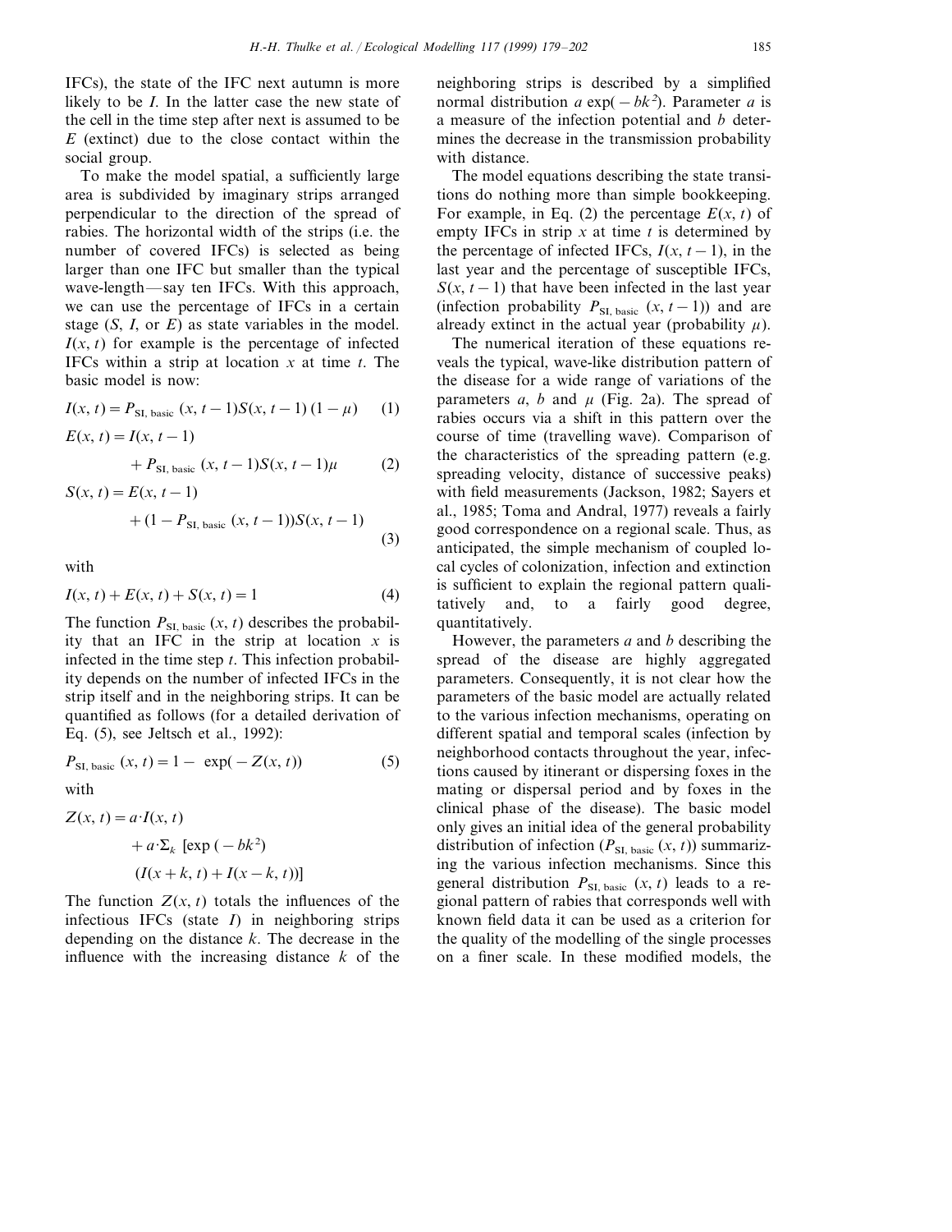IFCs), the state of the IFC next autumn is more likely to be $I$. In the latter case the new state of the cell in the time step after next is assumed to be $E$ (extinct) due to the close contact within the social group.

To make the model spatial, a sufficiently large area is subdivided by imaginary strips arranged perpendicular to the direction of the spread of rabies. The horizontal width of the strips (i.e. the number of covered IFCs) is selected as being larger than one IFC but smaller than the typical wave-length — say ten IFCs. With this approach, we can use the percentage of IFCs in a certain stage ($S$, $I$, or $E$) as state variables in the model. $I(x, t)$ for example is the percentage of infected IFCs within a strip at location $x$ at time $t$. The basic model is now:

$$I(x, t) = P_{\mathrm{SI,\ basic}}(x, t-1)S(x, t-1)(1-\mu) \quad (1)$$

$$E(x, t) = I(x, t-1) + P_{\mathrm{SI,\ basic}}(x, t-1)S(x, t-1)\mu \quad (2)$$

$$S(x, t) = E(x, t-1) + (1 - P_{\mathrm{SI,\ basic}}(x, t-1))S(x, t-1) \quad (3)$$

with

$$I(x, t) + E(x, t) + S(x, t) = 1 \quad (4)$$

The function $P_{\mathrm{SI,\ basic}}(x, t)$ describes the probability that an IFC in the strip at location $x$ is infected in the time step $t$. This infection probability depends on the number of infected IFCs in the strip itself and in the neighboring strips. It can be quantified as follows (for a detailed derivation of Eq. (5), see Jeltsch et al., 1992):

$$P_{\mathrm{SI,\ basic}}(x, t) = 1 - \exp(-Z(x, t)) \quad (5)$$

with

$$Z(x, t) = a \cdot I(x, t) + a \cdot \Sigma_k\ [\exp(-bk^2)\ (I(x+k, t) + I(x-k, t))]$$

The function $Z(x, t)$ totals the influences of the infectious IFCs (state $I$) in neighboring strips depending on the distance $k$. The decrease in the influence with the increasing distance $k$ of the neighboring strips is described by a simplified normal distribution $a \exp(-bk^2)$. Parameter $a$ is a measure of the infection potential and $b$ determines the decrease in the transmission probability with distance.

The model equations describing the state transitions do nothing more than simple bookkeeping. For example, in Eq. (2) the percentage $E(x, t)$ of empty IFCs in strip $x$ at time $t$ is determined by the percentage of infected IFCs, $I(x, t-1)$, in the last year and the percentage of susceptible IFCs, $S(x, t-1)$ that have been infected in the last year (infection probability $P_{\mathrm{SI,\ basic}}(x, t-1)$) and are already extinct in the actual year (probability $\mu$).

The numerical iteration of these equations reveals the typical, wave-like distribution pattern of the disease for a wide range of variations of the parameters $a$, $b$ and $\mu$ (Fig. 2a). The spread of rabies occurs via a shift in this pattern over the course of time (travelling wave). Comparison of the characteristics of the spreading pattern (e.g. spreading velocity, distance of successive peaks) with field measurements (Jackson, 1982; Sayers et al., 1985; Toma and Andral, 1977) reveals a fairly good correspondence on a regional scale. Thus, as anticipated, the simple mechanism of coupled local cycles of colonization, infection and extinction is sufficient to explain the regional pattern qualitatively and, to a fairly good degree, quantitatively.

However, the parameters $a$ and $b$ describing the spread of the disease are highly aggregated parameters. Consequently, it is not clear how the parameters of the basic model are actually related to the various infection mechanisms, operating on different spatial and temporal scales (infection by neighborhood contacts throughout the year, infections caused by itinerant or dispersing foxes in the mating or dispersal period and by foxes in the clinical phase of the disease). The basic model only gives an initial idea of the general probability distribution of infection ($P_{\mathrm{SI,\ basic}}(x, t)$) summarizing the various infection mechanisms. Since this general distribution $P_{\mathrm{SI,\ basic}}(x, t)$ leads to a regional pattern of rabies that corresponds well with known field data it can be used as a criterion for the quality of the modelling of the single processes on a finer scale. In these modified models, the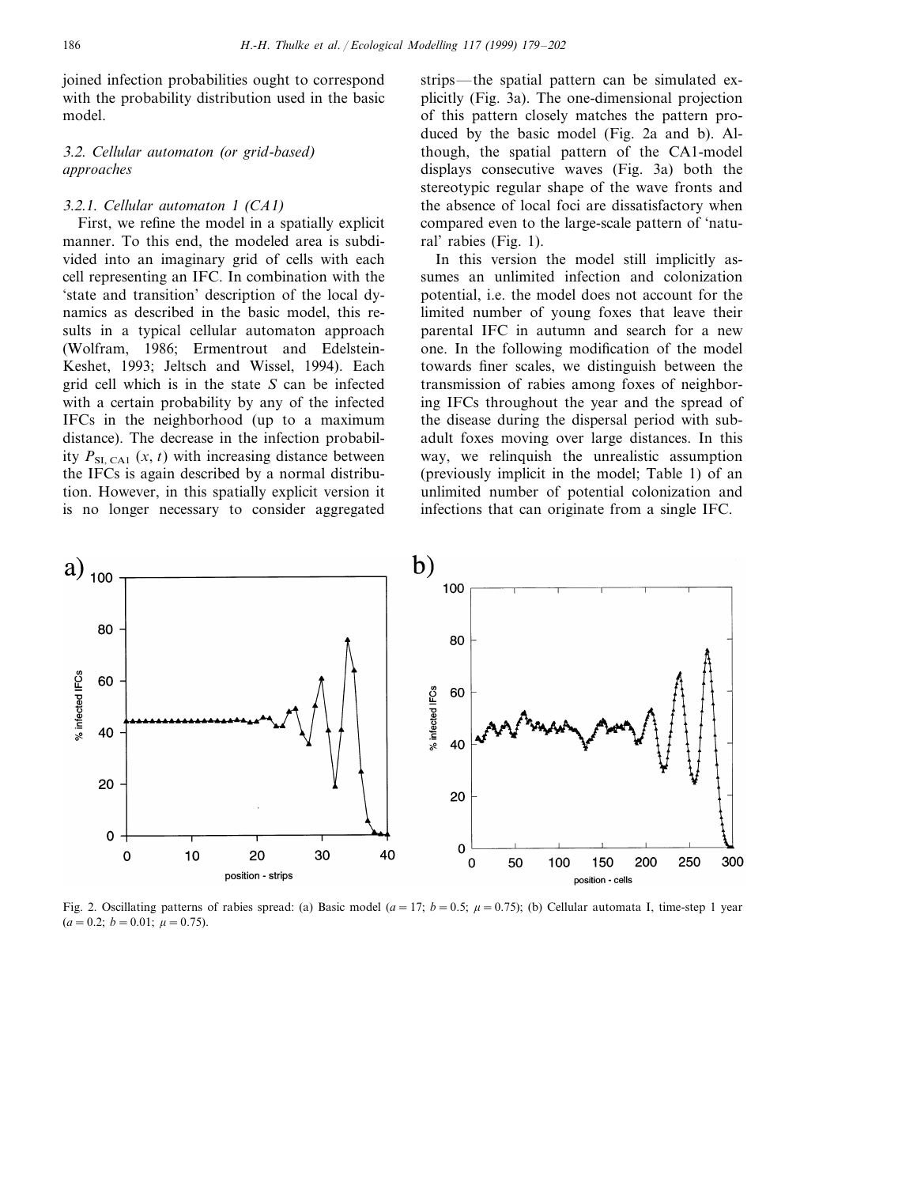joined infection probabilities ought to correspond with the probability distribution used in the basic model.

### 3.2. Cellular automaton (or grid-based) approaches

#### 3.2.1. Cellular automaton 1 (CA1)

First, we refine the model in a spatially explicit manner. To this end, the modeled area is subdivided into an imaginary grid of cells with each cell representing an IFC. In combination with the 'state and transition' description of the local dynamics as described in the basic model, this results in a typical cellular automaton approach (Wolfram, 1986; Ermentrout and Edelstein-Keshet, 1993; Jeltsch and Wissel, 1994). Each grid cell which is in the state $S$ can be infected with a certain probability by any of the infected IFCs in the neighborhood (up to a maximum distance). The decrease in the infection probability $P_{SI, CA1}(x, t)$ with increasing distance between the IFCs is again described by a normal distribution. However, in this spatially explicit version it is no longer necessary to consider aggregated strips — the spatial pattern can be simulated explicitly (Fig. 3a). The one-dimensional projection of this pattern closely matches the pattern produced by the basic model (Fig. 2a and b). Although, the spatial pattern of the CA1-model displays consecutive waves (Fig. 3a) both the stereotypic regular shape of the wave fronts and the absence of local foci are dissatisfactory when compared even to the large-scale pattern of 'natural' rabies (Fig. 1).

In this version the model still implicitly assumes an unlimited infection and colonization potential, i.e. the model does not account for the limited number of young foxes that leave their parental IFC in autumn and search for a new one. In the following modification of the model towards finer scales, we distinguish between the transmission of rabies among foxes of neighboring IFCs throughout the year and the spread of the disease during the dispersal period with subadult foxes moving over large distances. In this way, we relinquish the unrealistic assumption (previously implicit in the model; Table 1) of an unlimited number of potential colonization and infections that can originate from a single IFC.

a)
% infected IFCs
100
80
60
40
20
0
0 10 20 30 40
position - strips

b)
% infected IFCs
100
80
60
40
20
0
0 50 100 150 200 250 300
position - cells

Fig. 2. Oscillating patterns of rabies spread: (a) Basic model ($a = 17$; $b = 0.5$; $\mu = 0.75$); (b) Cellular automata I, time-step 1 year ($a = 0.2$; $b = 0.01$; $\mu = 0.75$).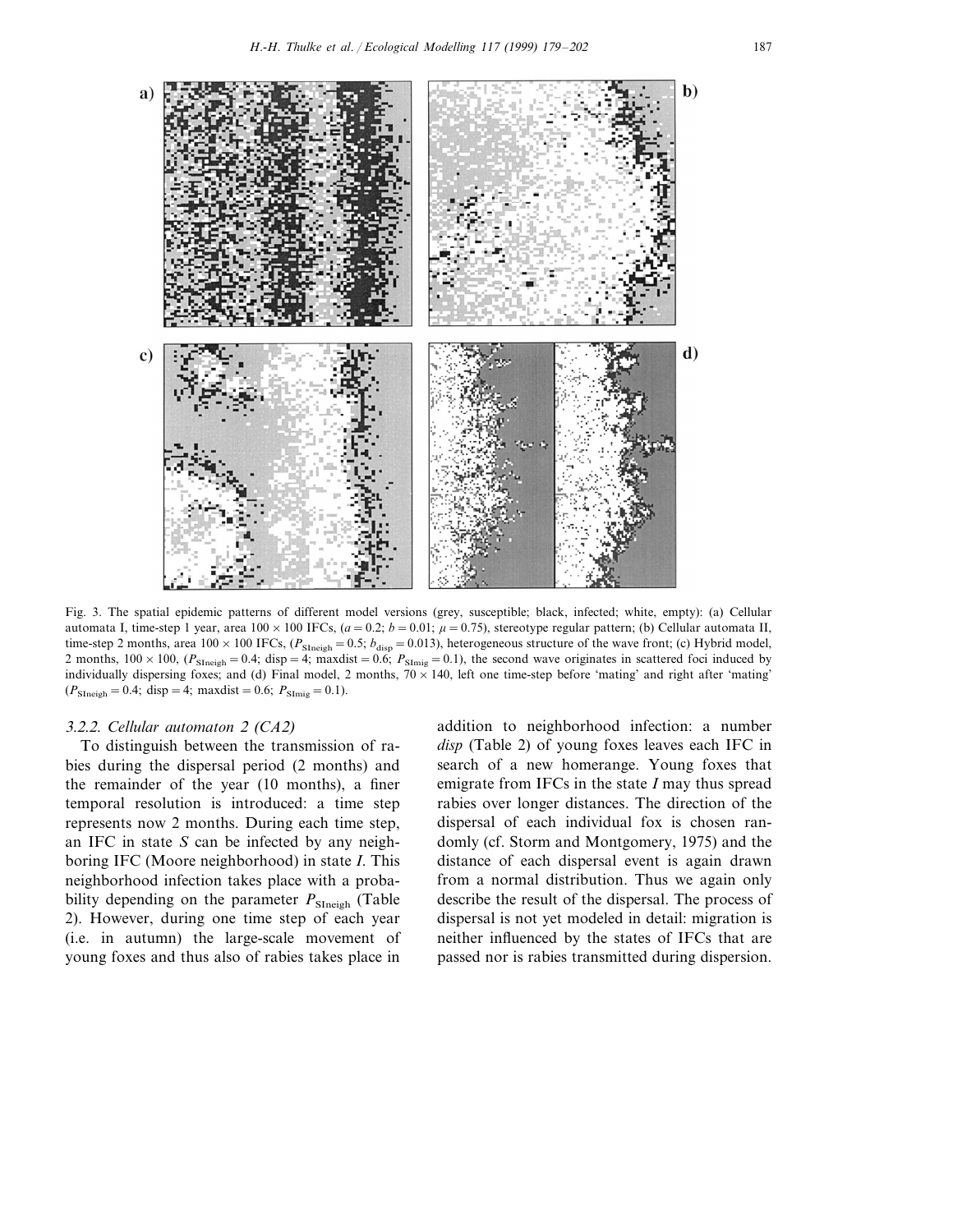a)

b)

c)

d)

Fig. 3. The spatial epidemic patterns of different model versions (grey, susceptible; black, infected; white, empty): (a) Cellular automata I, time-step 1 year, area 100 × 100 IFCs, ($a = 0.2$; $b = 0.01$; $\mu = 0.75$), stereotype regular pattern; (b) Cellular automata II, time-step 2 months, area 100 × 100 IFCs, ($P_{\mathrm{SIneigh}} = 0.5$; $b_{\mathrm{disp}} = 0.013$), heterogeneous structure of the wave front; (c) Hybrid model, 2 months, 100 × 100, ($P_{\mathrm{SIneigh}} = 0.4$; disp = 4; maxdist = 0.6; $P_{\mathrm{SImig}} = 0.1$), the second wave originates in scattered foci induced by individually dispersing foxes; and (d) Final model, 2 months, 70 × 140, left one time-step before 'mating' and right after 'mating' ($P_{\mathrm{SIneigh}} = 0.4$; disp = 4; maxdist = 0.6; $P_{\mathrm{SImig}} = 0.1$).

### 3.2.2. Cellular automaton 2 (CA2)

To distinguish between the transmission of rabies during the dispersal period (2 months) and the remainder of the year (10 months), a finer temporal resolution is introduced: a time step represents now 2 months. During each time step, an IFC in state *S* can be infected by any neighboring IFC (Moore neighborhood) in state *I*. This neighborhood infection takes place with a probability depending on the parameter $P_{\mathrm{SIneigh}}$ (Table 2). However, during one time step of each year (i.e. in autumn) the large-scale movement of young foxes and thus also of rabies takes place in addition to neighborhood infection: a number *disp* (Table 2) of young foxes leaves each IFC in search of a new homerange. Young foxes that emigrate from IFCs in the state *I* may thus spread rabies over longer distances. The direction of the dispersal of each individual fox is chosen randomly (cf. Storm and Montgomery, 1975) and the distance of each dispersal event is again drawn from a normal distribution. Thus we again only describe the result of the dispersal. The process of dispersal is not yet modeled in detail: migration is neither influenced by the states of IFCs that are passed nor is rabies transmitted during dispersion.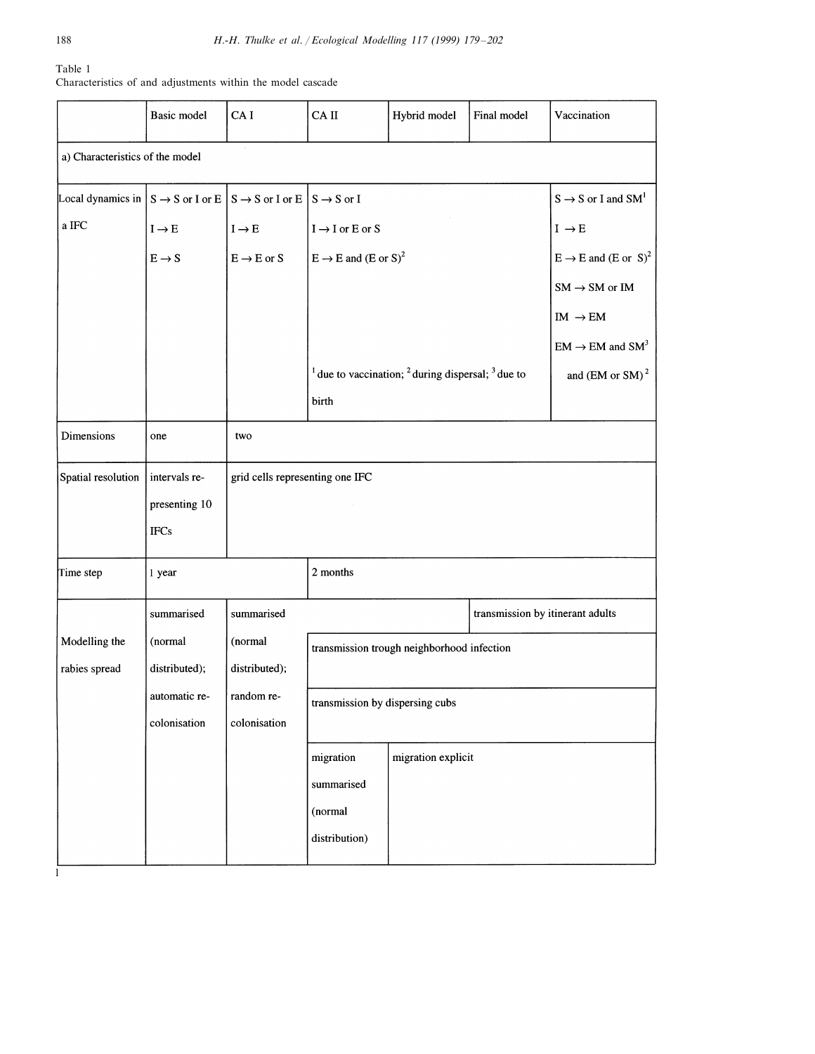Table 1
Characteristics of and adjustments within the model cascade

| | Basic model | CA I | CA II | Hybrid model | Final model | Vaccination |
|---|---|---|---|---|---|---|
| a) Characteristics of the model | | | | | | |
| Local dynamics in a IFC | S → S or I or E<br>I → E<br>E → S | S → S or I or E<br>I → E<br>E → E or S | S → S or I<br>I → I or E or S<br>E → E and (E or S)[2]<br>[1] due to vaccination; [2] during dispersal; [3] due to birth | | | S → S or I and SM[1]<br>I → E<br>E → E and (E or S)[2]<br>SM → SM or IM<br>IM → EM<br>EM → EM and SM[3] and (EM or SM)[2] |
| Dimensions | one | two | | | | |
| Spatial resolution | intervals representing 10 IFCs | grid cells representing one IFC | | | | |
| Time step | 1 year | | 2 months | | | |
| Modelling the rabies spread | summarised (normal distributed); automatic re-colonisation | summarised (normal distributed); random re-colonisation | summarised | | transmission by itinerant adults | |
| | | | transmission trough neighborhood infection | | | |
| | | | transmission by dispersing cubs | | | |
| | | | migration summarised (normal distribution) | migration explicit | | |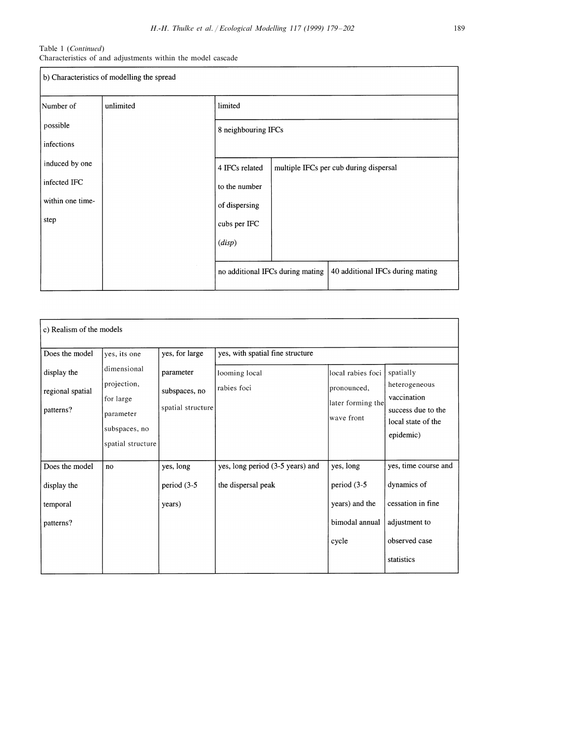Table 1 (*Continued*)
Characteristics of and adjustments within the model cascade

| b) Characteristics of modelling the spread | | | | |
|---|---|---|---|---|
| Number of possible infections induced by one infected IFC within one time-step | unlimited | limited | | |
| | | 8 neighbouring IFCs | | |
| | | 4 IFCs related to the number of dispersing cubs per IFC (*disp*) | multiple IFCs per cub during dispersal | |
| | | no additional IFCs during mating | | 40 additional IFCs during mating |

| c) Realism of the models | | | | | |
|---|---|---|---|---|---|
| Does the model display the regional spatial patterns? | yes, its one dimensional projection, for large parameter subspaces, no spatial structure | yes, for large parameter subspaces, no spatial structure | yes, with spatial fine structure | | |
| | | | looming local rabies foci | local rabies foci pronounced, later forming the wave front | spatially heterogeneous vaccination success due to the local state of the epidemic) |
| Does the model display the temporal patterns? | no | yes, long period (3-5 years) | yes, long period (3-5 years) and the dispersal peak | yes, long period (3-5 years) and the bimodal annual cycle | yes, time course and dynamics of cessation in fine adjustment to observed case statistics |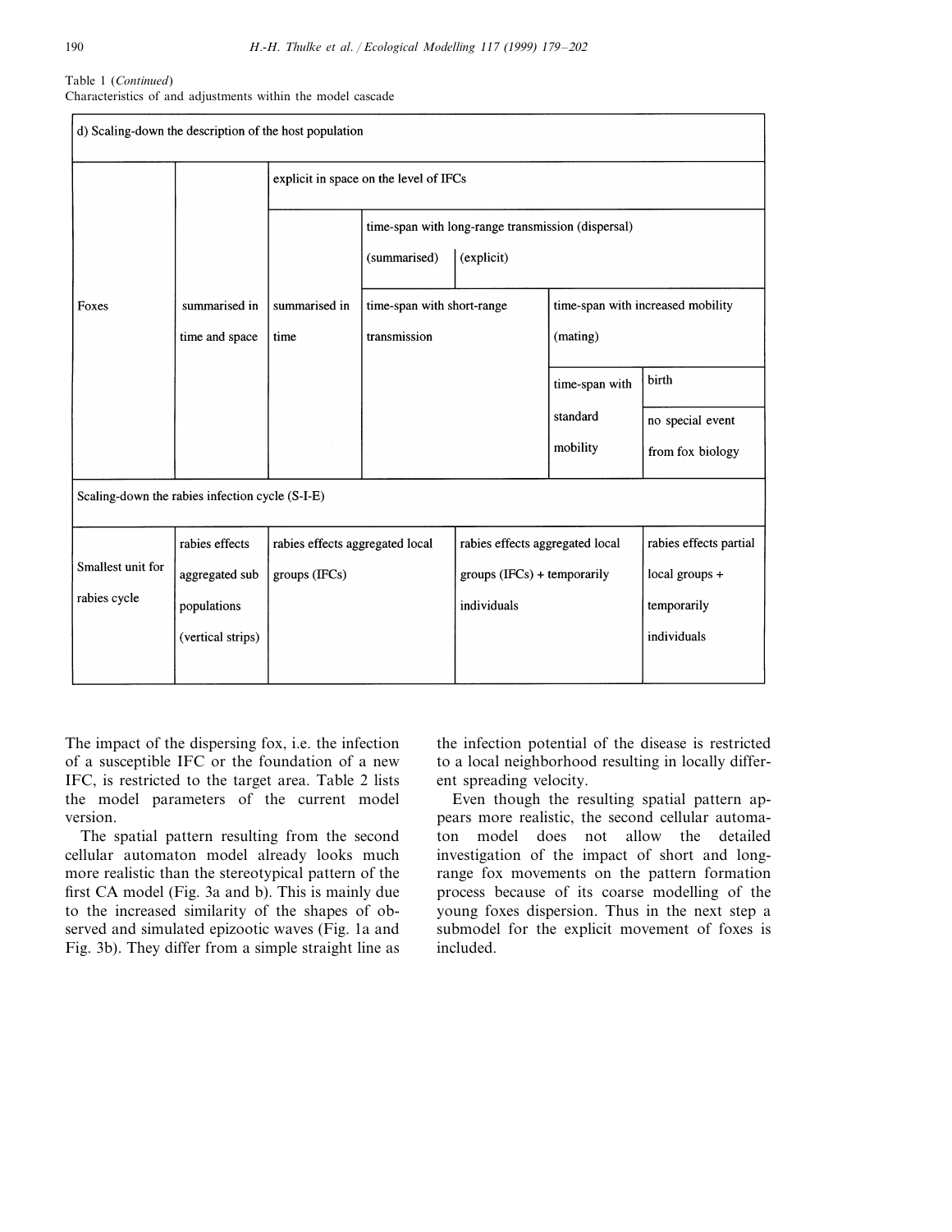Table 1 (*Continued*)
Characteristics of and adjustments within the model cascade

| d) Scaling-down the description of the host population | | | | | | |
|---|---|---|---|---|---|---|
| | | explicit in space on the level of IFCs | | | | |
| | | | time-span with long-range transmission (dispersal) (summarised) | (explicit) | | |
| Foxes | summarised in time and space | summarised in time | time-span with short-range transmission | | time-span with increased mobility (mating) | |
| | | | | | time-span with standard mobility | birth |
| | | | | | | no special event from fox biology |
| **Scaling-down the rabies infection cycle (S-I-E)** | | | | | | |
| Smallest unit for rabies cycle | rabies effects aggregated sub populations (vertical strips) | rabies effects aggregated local groups (IFCs) | | rabies effects aggregated local groups (IFCs) + temporarily individuals | | rabies effects partial local groups + temporarily individuals |

The impact of the dispersing fox, i.e. the infection of a susceptible IFC or the foundation of a new IFC, is restricted to the target area. Table 2 lists the model parameters of the current model version.

The spatial pattern resulting from the second cellular automaton model already looks much more realistic than the stereotypical pattern of the first CA model (Fig. 3a and b). This is mainly due to the increased similarity of the shapes of observed and simulated epizootic waves (Fig. 1a and Fig. 3b). They differ from a simple straight line as the infection potential of the disease is restricted to a local neighborhood resulting in locally different spreading velocity.

Even though the resulting spatial pattern appears more realistic, the second cellular automaton model does not allow the detailed investigation of the impact of short and long-range fox movements on the pattern formation process because of its coarse modelling of the young foxes dispersion. Thus in the next step a submodel for the explicit movement of foxes is included.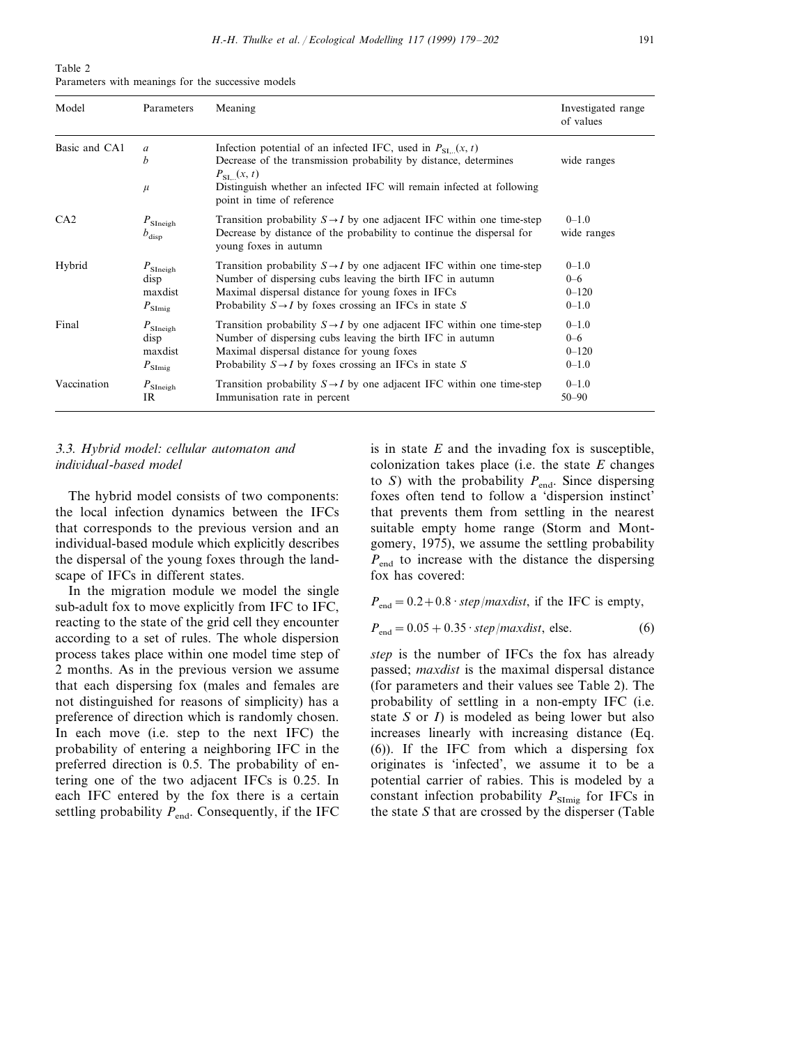Table 2
Parameters with meanings for the successive models

| Model | Parameters | Meaning | Investigated range of values |
|---|---|---|---|
| Basic and CA1 | $a$ | Infection potential of an infected IFC, used in $P_{\mathrm{SI}...}(x, t)$ | |
| | $b$ | Decrease of the transmission probability by distance, determines $P_{\mathrm{SI}...}(x, t)$ | wide ranges |
| | $\mu$ | Distinguish whether an infected IFC will remain infected at following point in time of reference | |
| CA2 | $P_{\mathrm{SIneigh}}$ | Transition probability $S \rightarrow I$ by one adjacent IFC within one time-step | 0–1.0 |
| | $b_{\mathrm{disp}}$ | Decrease by distance of the probability to continue the dispersal for young foxes in autumn | wide ranges |
| Hybrid | $P_{\mathrm{SIneigh}}$ | Transition probability $S \rightarrow I$ by one adjacent IFC within one time-step | 0–1.0 |
| | disp | Number of dispersing cubs leaving the birth IFC in autumn | 0–6 |
| | maxdist | Maximal dispersal distance for young foxes in IFCs | 0–120 |
| | $P_{\mathrm{SImig}}$ | Probability $S \rightarrow I$ by foxes crossing an IFCs in state $S$ | 0–1.0 |
| Final | $P_{\mathrm{SIneigh}}$ | Transition probability $S \rightarrow I$ by one adjacent IFC within one time-step | 0–1.0 |
| | disp | Number of dispersing cubs leaving the birth IFC in autumn | 0–6 |
| | maxdist | Maximal dispersal distance for young foxes | 0–120 |
| | $P_{\mathrm{SImig}}$ | Probability $S \rightarrow I$ by foxes crossing an IFCs in state $S$ | 0–1.0 |
| Vaccination | $P_{\mathrm{SIneigh}}$ | Transition probability $S \rightarrow I$ by one adjacent IFC within one time-step | 0–1.0 |
| | IR | Immunisation rate in percent | 50–90 |

### 3.3. Hybrid model: cellular automaton and individual-based model

The hybrid model consists of two components: the local infection dynamics between the IFCs that corresponds to the previous version and an individual-based module which explicitly describes the dispersal of the young foxes through the landscape of IFCs in different states.

In the migration module we model the single sub-adult fox to move explicitly from IFC to IFC, reacting to the state of the grid cell they encounter according to a set of rules. The whole dispersion process takes place within one model time step of 2 months. As in the previous version we assume that each dispersing fox (males and females are not distinguished for reasons of simplicity) has a preference of direction which is randomly chosen. In each move (i.e. step to the next IFC) the probability of entering a neighboring IFC in the preferred direction is 0.5. The probability of entering one of the two adjacent IFCs is 0.25. In each IFC entered by the fox there is a certain settling probability $P_{\mathrm{end}}$. Consequently, if the IFC is in state $E$ and the invading fox is susceptible, colonization takes place (i.e. the state $E$ changes to $S$) with the probability $P_{\mathrm{end}}$. Since dispersing foxes often tend to follow a 'dispersion instinct' that prevents them from settling in the nearest suitable empty home range (Storm and Montgomery, 1975), we assume the settling probability $P_{\mathrm{end}}$ to increase with the distance the dispersing fox has covered:

$$P_{\mathrm{end}} = 0.2 + 0.8 \cdot step/maxdist, \text{ if the IFC is empty,}$$

$$P_{\mathrm{end}} = 0.05 + 0.35 \cdot step/maxdist, \text{ else.} \tag{6}$$

*step* is the number of IFCs the fox has already passed; *maxdist* is the maximal dispersal distance (for parameters and their values see Table 2). The probability of settling in a non-empty IFC (i.e. state $S$ or $I$) is modeled as being lower but also increases linearly with increasing distance (Eq. (6)). If the IFC from which a dispersing fox originates is 'infected', we assume it to be a potential carrier of rabies. This is modeled by a constant infection probability $P_{\mathrm{SImig}}$ for IFCs in the state $S$ that are crossed by the disperser (Table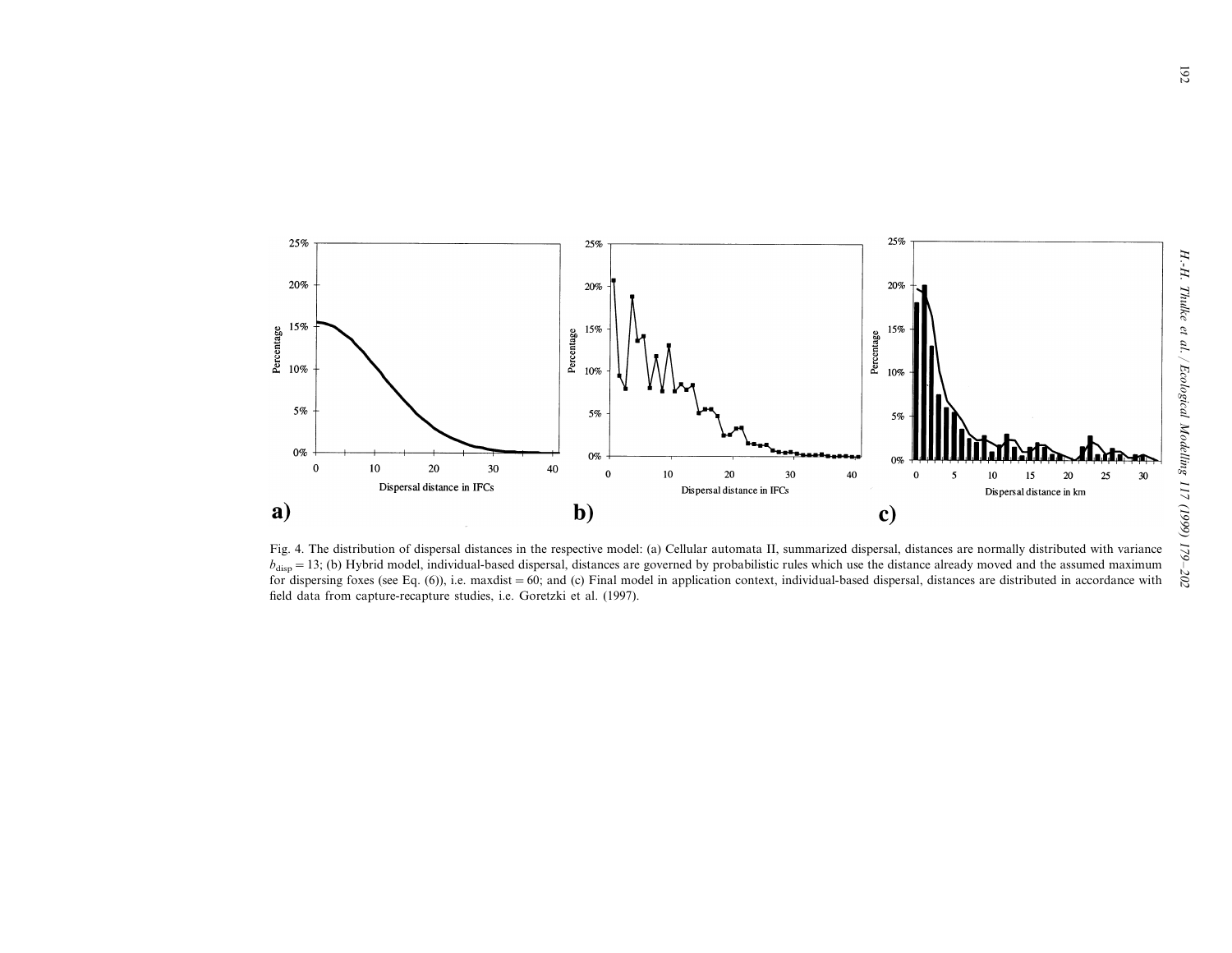25%
20%
15%
10%
5%
0%
Percentage
0
10
20
30
40
Dispersal distance in IFCs
**a)**

25%
20%
15%
10%
5%
0%
Percentage
0
10
20
30
40
Dispersal distance in IFCs
**b)**

25%
20%
15%
10%
5%
0%
Percentage
0
5
10
15
20
25
30
Dispersal distance in km
**c)**

Fig. 4. The distribution of dispersal distances in the respective model: (a) Cellular automata II, summarized dispersal, distances are normally distributed with variance $b_{disp} = 13$; (b) Hybrid model, individual-based dispersal, distances are governed by probabilistic rules which use the distance already moved and the assumed maximum for dispersing foxes (see Eq. (6)), i.e. maxdist = 60; and (c) Final model in application context, individual-based dispersal, distances are distributed in accordance with field data from capture-recapture studies, i.e. Goretzki et al. (1997).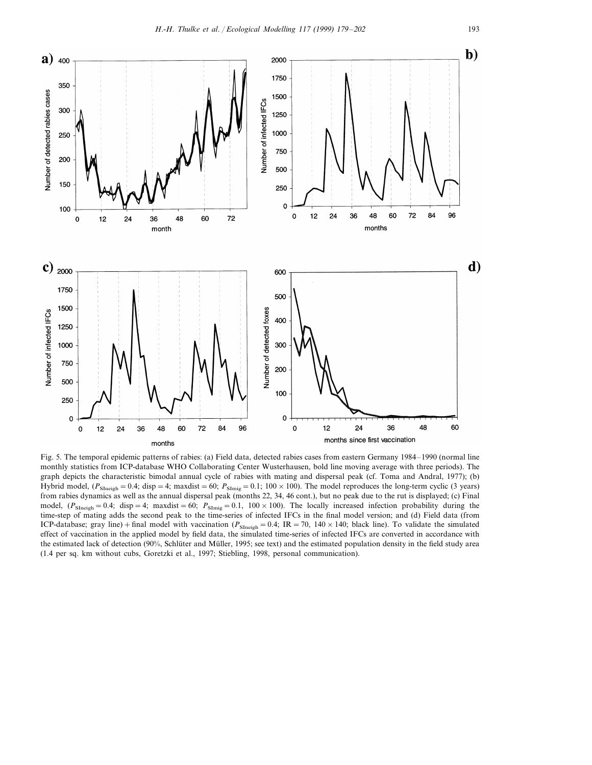a)

Number of detected rabies cases

400
350
300
250
200
150
100

0 12 24 36 48 60 72

month

b)

Number of infected IFCs

2000
1750
1500
1250
1000
750
500
250
0

0 12 24 36 48 60 72 84 96

months

c)

Number of infected IFCs

2000
1750
1500
1250
1000
750
500
250
0

0 12 24 36 48 60 72 84 96

months

d)

Number of detected foxes

600
500
400
300
200
100
0

0 12 24 36 48 60

months since first vaccination

Fig. 5. The temporal epidemic patterns of rabies: (a) Field data, detected rabies cases from eastern Germany 1984–1990 (normal line monthly statistics from ICP-database WHO Collaborating Center Wusterhausen, bold line moving average with three periods). The graph depicts the characteristic bimodal annual cycle of rabies with mating and dispersal peak (cf. Toma and Andral, 1977); (b) Hybrid model, ($P_{\text{SIneigh}} = 0.4$; disp = 4; maxdist = 60; $P_{\text{SImig}} = 0.1$; 100 × 100). The model reproduces the long-term cyclic (3 years) from rabies dynamics as well as the annual dispersal peak (months 22, 34, 46 cont.), but no peak due to the rut is displayed; (c) Final model, ($P_{\text{SIneigh}} = 0.4$; disp = 4; maxdist = 60; $P_{\text{SImig}} = 0.1$, 100 × 100). The locally increased infection probability during the time-step of mating adds the second peak to the time-series of infected IFCs in the final model version; and (d) Field data (from ICP-database; gray line) + final model with vaccination ($P_{\text{SIneigh}} = 0.4$; IR = 70, 140 × 140; black line). To validate the simulated effect of vaccination in the applied model by field data, the simulated time-series of infected IFCs are converted in accordance with the estimated lack of detection (90%, Schlüter and Müller, 1995; see text) and the estimated population density in the field study area (1.4 per sq. km without cubs, Goretzki et al., 1997; Stiebling, 1998, personal communication).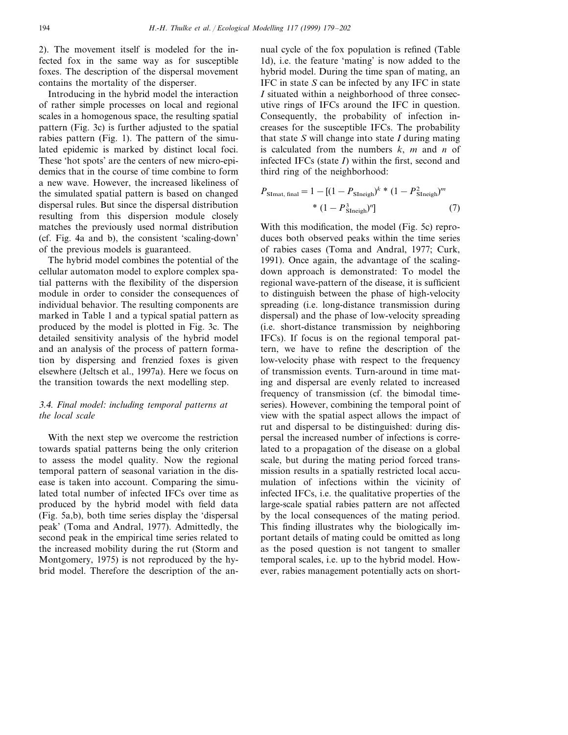2). The movement itself is modeled for the infected fox in the same way as for susceptible foxes. The description of the dispersal movement contains the mortality of the disperser.

Introducing in the hybrid model the interaction of rather simple processes on local and regional scales in a homogenous space, the resulting spatial pattern (Fig. 3c) is further adjusted to the spatial rabies pattern (Fig. 1). The pattern of the simulated epidemic is marked by distinct local foci. These 'hot spots' are the centers of new micro-epidemics that in the course of time combine to form a new wave. However, the increased likeliness of the simulated spatial pattern is based on changed dispersal rules. But since the dispersal distribution resulting from this dispersion module closely matches the previously used normal distribution (cf. Fig. 4a and b), the consistent 'scaling-down' of the previous models is guaranteed.

The hybrid model combines the potential of the cellular automaton model to explore complex spatial patterns with the flexibility of the dispersion module in order to consider the consequences of individual behavior. The resulting components are marked in Table 1 and a typical spatial pattern as produced by the model is plotted in Fig. 3c. The detailed sensitivity analysis of the hybrid model and an analysis of the process of pattern formation by dispersing and frenzied foxes is given elsewhere (Jeltsch et al., 1997a). Here we focus on the transition towards the next modelling step.

### 3.4. Final model: including temporal patterns at the local scale

With the next step we overcome the restriction towards spatial patterns being the only criterion to assess the model quality. Now the regional temporal pattern of seasonal variation in the disease is taken into account. Comparing the simulated total number of infected IFCs over time as produced by the hybrid model with field data (Fig. 5a,b), both time series display the 'dispersal peak' (Toma and Andral, 1977). Admittedly, the second peak in the empirical time series related to the increased mobility during the rut (Storm and Montgomery, 1975) is not reproduced by the hybrid model. Therefore the description of the annual cycle of the fox population is refined (Table 1d), i.e. the feature 'mating' is now added to the hybrid model. During the time span of mating, an IFC in state $S$ can be infected by any IFC in state $I$ situated within a neighborhood of three consecutive rings of IFCs around the IFC in question. Consequently, the probability of infection increases for the susceptible IFCs. The probability that state $S$ will change into state $I$ during mating is calculated from the numbers $k$, $m$ and $n$ of infected IFCs (state $I$) within the first, second and third ring of the neighborhood:

$$P_{\mathrm{SImat,\,final}} = 1 - [(1 - P_{\mathrm{SIneigh}})^k * (1 - P^2_{\mathrm{SIneigh}})^m * (1 - P^3_{\mathrm{SIneigh}})^n] \quad (7)$$

With this modification, the model (Fig. 5c) reproduces both observed peaks within the time series of rabies cases (Toma and Andral, 1977; Curk, 1991). Once again, the advantage of the scaling-down approach is demonstrated: To model the regional wave-pattern of the disease, it is sufficient to distinguish between the phase of high-velocity spreading (i.e. long-distance transmission during dispersal) and the phase of low-velocity spreading (i.e. short-distance transmission by neighboring IFCs). If focus is on the regional temporal pattern, we have to refine the description of the low-velocity phase with respect to the frequency of transmission events. Turn-around in time mating and dispersal are evenly related to increased frequency of transmission (cf. the bimodal time-series). However, combining the temporal point of view with the spatial aspect allows the impact of rut and dispersal to be distinguished: during dispersal the increased number of infections is correlated to a propagation of the disease on a global scale, but during the mating period forced transmission results in a spatially restricted local accumulation of infections within the vicinity of infected IFCs, i.e. the qualitative properties of the large-scale spatial rabies pattern are not affected by the local consequences of the mating period. This finding illustrates why the biologically important details of mating could be omitted as long as the posed question is not tangent to smaller temporal scales, i.e. up to the hybrid model. However, rabies management potentially acts on short-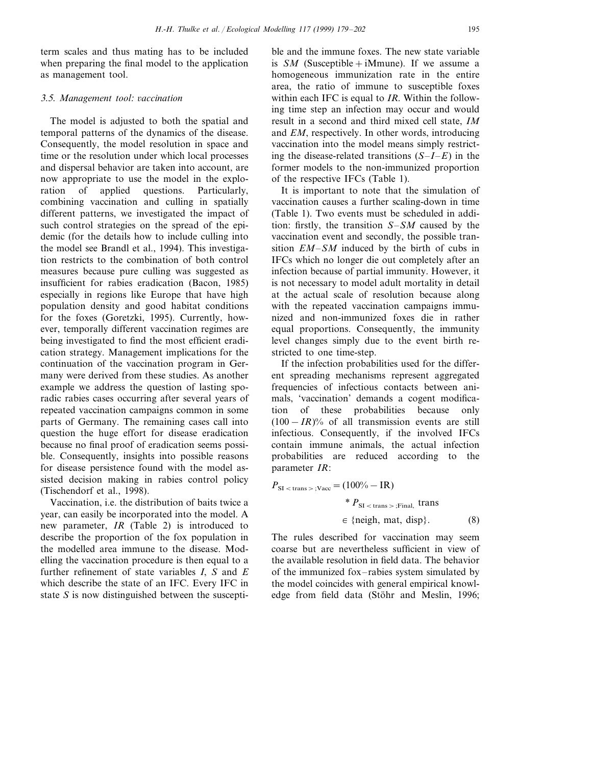term scales and thus mating has to be included when preparing the final model to the application as management tool.

### 3.5. Management tool: vaccination

The model is adjusted to both the spatial and temporal patterns of the dynamics of the disease. Consequently, the model resolution in space and time or the resolution under which local processes and dispersal behavior are taken into account, are now appropriate to use the model in the exploration of applied questions. Particularly, combining vaccination and culling in spatially different patterns, we investigated the impact of such control strategies on the spread of the epidemic (for the details how to include culling into the model see Brandl et al., 1994). This investigation restricts to the combination of both control measures because pure culling was suggested as insufficient for rabies eradication (Bacon, 1985) especially in regions like Europe that have high population density and good habitat conditions for the foxes (Goretzki, 1995). Currently, however, temporally different vaccination regimes are being investigated to find the most efficient eradication strategy. Management implications for the continuation of the vaccination program in Germany were derived from these studies. As another example we address the question of lasting sporadic rabies cases occurring after several years of repeated vaccination campaigns common in some parts of Germany. The remaining cases call into question the huge effort for disease eradication because no final proof of eradication seems possible. Consequently, insights into possible reasons for disease persistence found with the model assisted decision making in rabies control policy (Tischendorf et al., 1998).

Vaccination, i.e. the distribution of baits twice a year, can easily be incorporated into the model. A new parameter, *IR* (Table 2) is introduced to describe the proportion of the fox population in the modelled area immune to the disease. Modelling the vaccination procedure is then equal to a further refinement of state variables *I*, *S* and *E* which describe the state of an IFC. Every IFC in state *S* is now distinguished between the susceptible and the immune foxes. The new state variable is *SM* (Susceptible + iMmune). If we assume a homogeneous immunization rate in the entire area, the ratio of immune to susceptible foxes within each IFC is equal to *IR*. Within the following time step an infection may occur and would result in a second and third mixed cell state, *IM* and *EM*, respectively. In other words, introducing vaccination into the model means simply restricting the disease-related transitions (*S*–*I*–*E*) in the former models to the non-immunized proportion of the respective IFCs (Table 1).

It is important to note that the simulation of vaccination causes a further scaling-down in time (Table 1). Two events must be scheduled in addition: firstly, the transition *S*–*SM* caused by the vaccination event and secondly, the possible transition *EM*–*SM* induced by the birth of cubs in IFCs which no longer die out completely after an infection because of partial immunity. However, it is not necessary to model adult mortality in detail at the actual scale of resolution because along with the repeated vaccination campaigns immunized and non-immunized foxes die in rather equal proportions. Consequently, the immunity level changes simply due to the event birth restricted to one time-step.

If the infection probabilities used for the different spreading mechanisms represent aggregated frequencies of infectious contacts between animals, 'vaccination' demands a cogent modification of these probabilities because only $(100 - IR)\%$ of all transmission events are still infectious. Consequently, if the involved IFCs contain immune animals, the actual infection probabilities are reduced according to the parameter *IR*:

$$P_{\mathrm{SI}<\mathrm{trans}>;\mathrm{Vacc}} = (100\% - \mathrm{IR}) * P_{\mathrm{SI}<\mathrm{trans}>;\mathrm{Final},}\ \mathrm{trans} \in \{\mathrm{neigh,\ mat,\ disp}\}. \tag{8}$$

The rules described for vaccination may seem coarse but are nevertheless sufficient in view of the available resolution in field data. The behavior of the immunized fox–rabies system simulated by the model coincides with general empirical knowledge from field data (Stöhr and Meslin, 1996;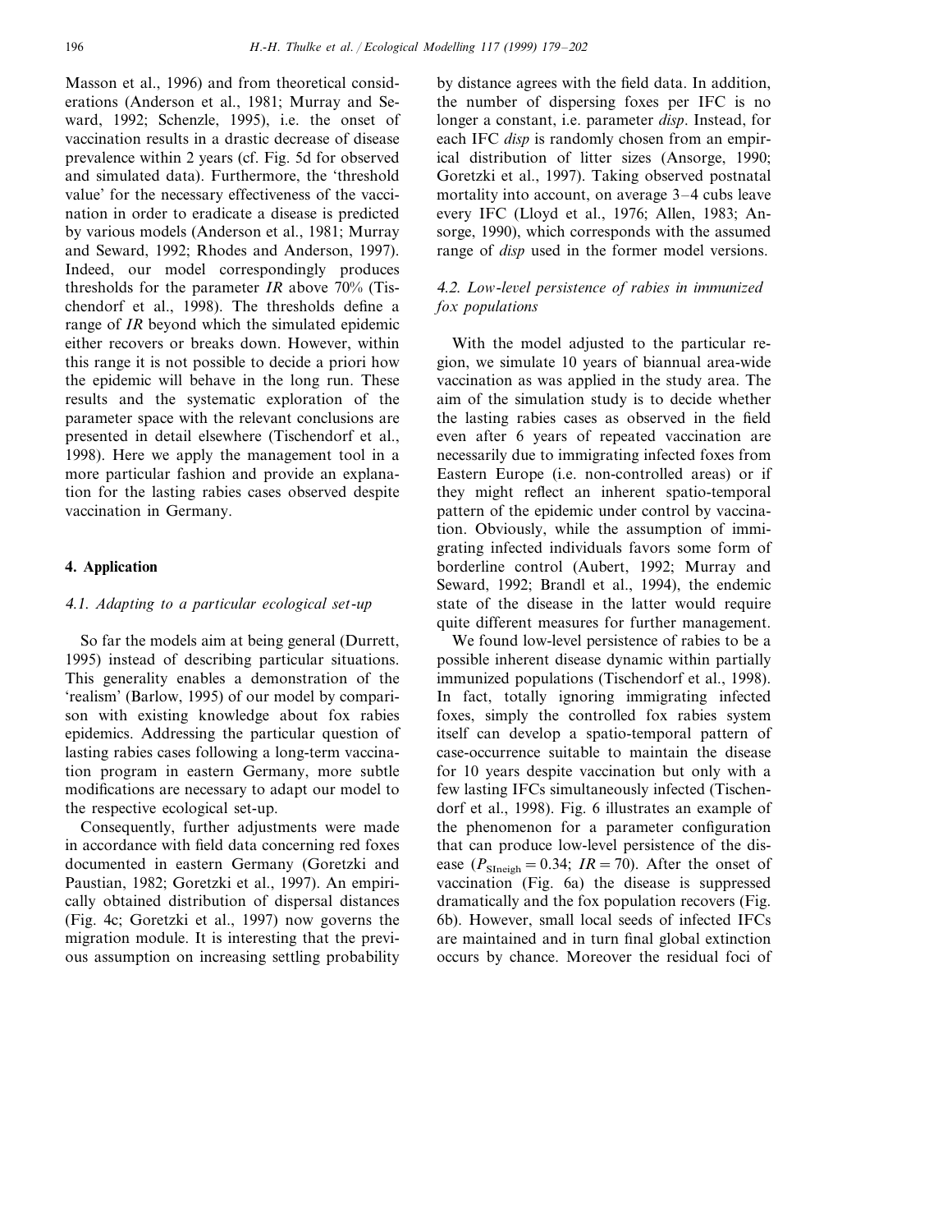Masson et al., 1996) and from theoretical considerations (Anderson et al., 1981; Murray and Seward, 1992; Schenzle, 1995), i.e. the onset of vaccination results in a drastic decrease of disease prevalence within 2 years (cf. Fig. 5d for observed and simulated data). Furthermore, the 'threshold value' for the necessary effectiveness of the vaccination in order to eradicate a disease is predicted by various models (Anderson et al., 1981; Murray and Seward, 1992; Rhodes and Anderson, 1997). Indeed, our model correspondingly produces thresholds for the parameter *IR* above 70% (Tischendorf et al., 1998). The thresholds define a range of *IR* beyond which the simulated epidemic either recovers or breaks down. However, within this range it is not possible to decide a priori how the epidemic will behave in the long run. These results and the systematic exploration of the parameter space with the relevant conclusions are presented in detail elsewhere (Tischendorf et al., 1998). Here we apply the management tool in a more particular fashion and provide an explanation for the lasting rabies cases observed despite vaccination in Germany.

## 4. Application

### 4.1. Adapting to a particular ecological set-up

So far the models aim at being general (Durrett, 1995) instead of describing particular situations. This generality enables a demonstration of the 'realism' (Barlow, 1995) of our model by comparison with existing knowledge about fox rabies epidemics. Addressing the particular question of lasting rabies cases following a long-term vaccination program in eastern Germany, more subtle modifications are necessary to adapt our model to the respective ecological set-up.

Consequently, further adjustments were made in accordance with field data concerning red foxes documented in eastern Germany (Goretzki and Paustian, 1982; Goretzki et al., 1997). An empirically obtained distribution of dispersal distances (Fig. 4c; Goretzki et al., 1997) now governs the migration module. It is interesting that the previous assumption on increasing settling probability by distance agrees with the field data. In addition, the number of dispersing foxes per IFC is no longer a constant, i.e. parameter *disp*. Instead, for each IFC *disp* is randomly chosen from an empirical distribution of litter sizes (Ansorge, 1990; Goretzki et al., 1997). Taking observed postnatal mortality into account, on average 3–4 cubs leave every IFC (Lloyd et al., 1976; Allen, 1983; Ansorge, 1990), which corresponds with the assumed range of *disp* used in the former model versions.

### 4.2. Low-level persistence of rabies in immunized fox populations

With the model adjusted to the particular region, we simulate 10 years of biannual area-wide vaccination as was applied in the study area. The aim of the simulation study is to decide whether the lasting rabies cases as observed in the field even after 6 years of repeated vaccination are necessarily due to immigrating infected foxes from Eastern Europe (i.e. non-controlled areas) or if they might reflect an inherent spatio-temporal pattern of the epidemic under control by vaccination. Obviously, while the assumption of immigrating infected individuals favors some form of borderline control (Aubert, 1992; Murray and Seward, 1992; Brandl et al., 1994), the endemic state of the disease in the latter would require quite different measures for further management.

We found low-level persistence of rabies to be a possible inherent disease dynamic within partially immunized populations (Tischendorf et al., 1998). In fact, totally ignoring immigrating infected foxes, simply the controlled fox rabies system itself can develop a spatio-temporal pattern of case-occurrence suitable to maintain the disease for 10 years despite vaccination but only with a few lasting IFCs simultaneously infected (Tischendorf et al., 1998). Fig. 6 illustrates an example of the phenomenon for a parameter configuration that can produce low-level persistence of the disease ($P_{\mathrm{SIneigh}} = 0.34$; $IR = 70$). After the onset of vaccination (Fig. 6a) the disease is suppressed dramatically and the fox population recovers (Fig. 6b). However, small local seeds of infected IFCs are maintained and in turn final global extinction occurs by chance. Moreover the residual foci of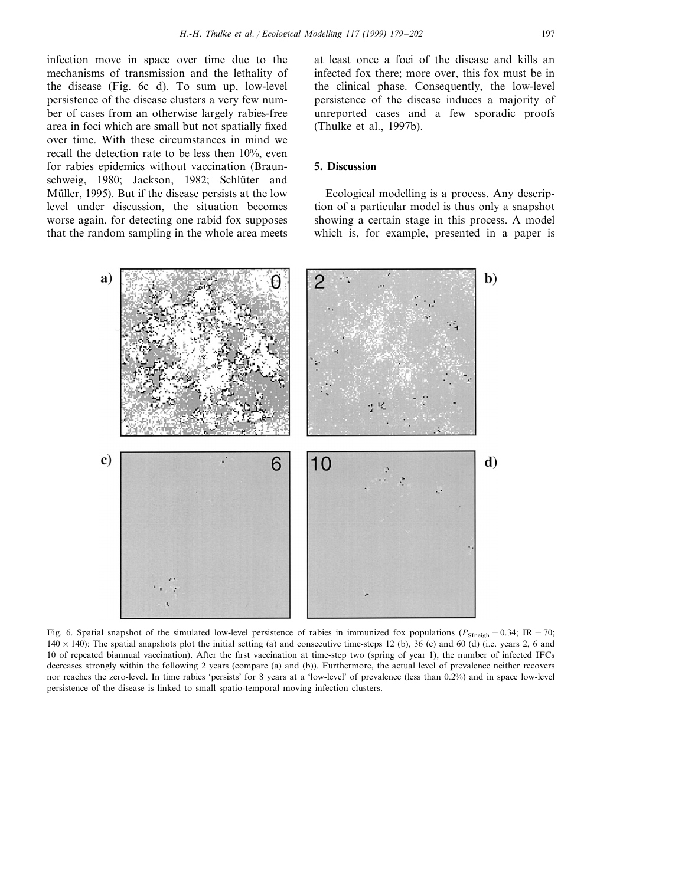infection move in space over time due to the mechanisms of transmission and the lethality of the disease (Fig. 6c–d). To sum up, low-level persistence of the disease clusters a very few number of cases from an otherwise largely rabies-free area in foci which are small but not spatially fixed over time. With these circumstances in mind we recall the detection rate to be less then 10%, even for rabies epidemics without vaccination (Braunschweig, 1980; Jackson, 1982; Schlüter and Müller, 1995). But if the disease persists at the low level under discussion, the situation becomes worse again, for detecting one rabid fox supposes that the random sampling in the whole area meets at least once a foci of the disease and kills an infected fox there; more over, this fox must be in the clinical phase. Consequently, the low-level persistence of the disease induces a majority of unreported cases and a few sporadic proofs (Thulke et al., 1997b).

## 5. Discussion

Ecological modelling is a process. Any description of a particular model is thus only a snapshot showing a certain stage in this process. A model which is, for example, presented in a paper is

a)
0
2
b)
c)
6
10
d)

Fig. 6. Spatial snapshot of the simulated low-level persistence of rabies in immunized fox populations ($P_{SIneigh} = 0.34$; IR = 70; $140 \times 140$): The spatial snapshots plot the initial setting (a) and consecutive time-steps 12 (b), 36 (c) and 60 (d) (i.e. years 2, 6 and 10 of repeated biannual vaccination). After the first vaccination at time-step two (spring of year 1), the number of infected IFCs decreases strongly within the following 2 years (compare (a) and (b)). Furthermore, the actual level of prevalence neither recovers nor reaches the zero-level. In time rabies 'persists' for 8 years at a 'low-level' of prevalence (less than 0.2%) and in space low-level persistence of the disease is linked to small spatio-temporal moving infection clusters.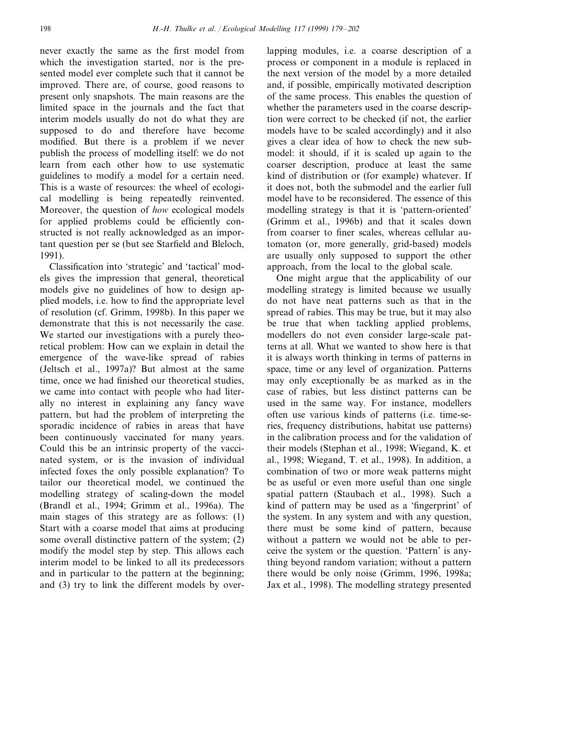never exactly the same as the first model from which the investigation started, nor is the presented model ever complete such that it cannot be improved. There are, of course, good reasons to present only snapshots. The main reasons are the limited space in the journals and the fact that interim models usually do not do what they are supposed to do and therefore have become modified. But there is a problem if we never publish the process of modelling itself: we do not learn from each other how to use systematic guidelines to modify a model for a certain need. This is a waste of resources: the wheel of ecological modelling is being repeatedly reinvented. Moreover, the question of *how* ecological models for applied problems could be efficiently constructed is not really acknowledged as an important question per se (but see Starfield and Bleloch, 1991).

Classification into 'strategic' and 'tactical' models gives the impression that general, theoretical models give no guidelines of how to design applied models, i.e. how to find the appropriate level of resolution (cf. Grimm, 1998b). In this paper we demonstrate that this is not necessarily the case. We started our investigations with a purely theoretical problem: How can we explain in detail the emergence of the wave-like spread of rabies (Jeltsch et al., 1997a)? But almost at the same time, once we had finished our theoretical studies, we came into contact with people who had literally no interest in explaining any fancy wave pattern, but had the problem of interpreting the sporadic incidence of rabies in areas that have been continuously vaccinated for many years. Could this be an intrinsic property of the vaccinated system, or is the invasion of individual infected foxes the only possible explanation? To tailor our theoretical model, we continued the modelling strategy of scaling-down the model (Brandl et al., 1994; Grimm et al., 1996a). The main stages of this strategy are as follows: (1) Start with a coarse model that aims at producing some overall distinctive pattern of the system; (2) modify the model step by step. This allows each interim model to be linked to all its predecessors and in particular to the pattern at the beginning; and (3) try to link the different models by overlapping modules, i.e. a coarse description of a process or component in a module is replaced in the next version of the model by a more detailed and, if possible, empirically motivated description of the same process. This enables the question of whether the parameters used in the coarse description were correct to be checked (if not, the earlier models have to be scaled accordingly) and it also gives a clear idea of how to check the new submodel: it should, if it is scaled up again to the coarser description, produce at least the same kind of distribution or (for example) whatever. If it does not, both the submodel and the earlier full model have to be reconsidered. The essence of this modelling strategy is that it is 'pattern-oriented' (Grimm et al., 1996b) and that it scales down from coarser to finer scales, whereas cellular automaton (or, more generally, grid-based) models are usually only supposed to support the other approach, from the local to the global scale.

One might argue that the applicability of our modelling strategy is limited because we usually do not have neat patterns such as that in the spread of rabies. This may be true, but it may also be true that when tackling applied problems, modellers do not even consider large-scale patterns at all. What we wanted to show here is that it is always worth thinking in terms of patterns in space, time or any level of organization. Patterns may only exceptionally be as marked as in the case of rabies, but less distinct patterns can be used in the same way. For instance, modellers often use various kinds of patterns (i.e. time-series, frequency distributions, habitat use patterns) in the calibration process and for the validation of their models (Stephan et al., 1998; Wiegand, K. et al., 1998; Wiegand, T. et al., 1998). In addition, a combination of two or more weak patterns might be as useful or even more useful than one single spatial pattern (Staubach et al., 1998). Such a kind of pattern may be used as a 'fingerprint' of the system. In any system and with any question, there must be some kind of pattern, because without a pattern we would not be able to perceive the system or the question. 'Pattern' is anything beyond random variation; without a pattern there would be only noise (Grimm, 1996, 1998a; Jax et al., 1998). The modelling strategy presented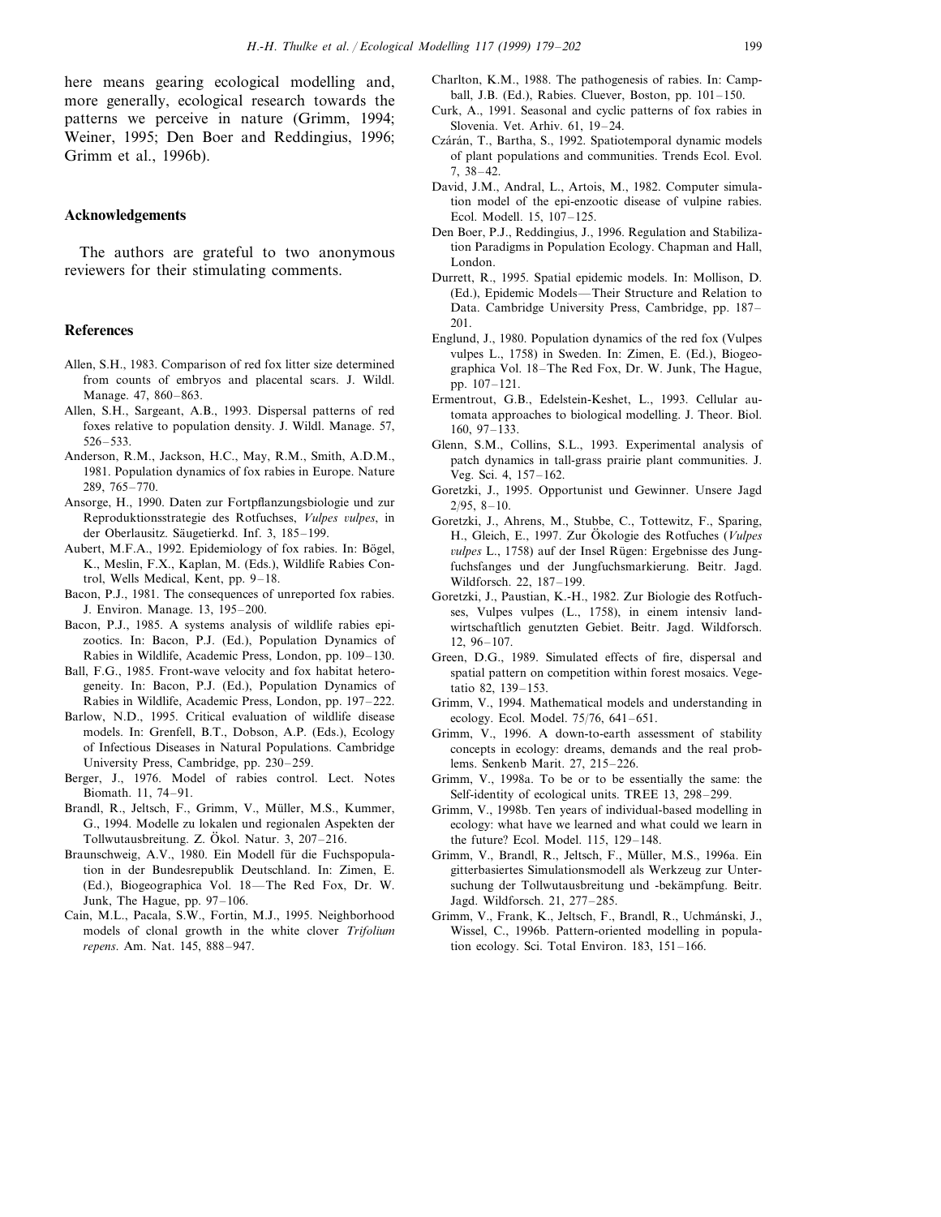here means gearing ecological modelling and, more generally, ecological research towards the patterns we perceive in nature (Grimm, 1994; Weiner, 1995; Den Boer and Reddingius, 1996; Grimm et al., 1996b).

## Acknowledgements

The authors are grateful to two anonymous reviewers for their stimulating comments.

## References

Allen, S.H., 1983. Comparison of red fox litter size determined from counts of embryos and placental scars. J. Wildl. Manage. 47, 860–863.

Allen, S.H., Sargeant, A.B., 1993. Dispersal patterns of red foxes relative to population density. J. Wildl. Manage. 57, 526–533.

Anderson, R.M., Jackson, H.C., May, R.M., Smith, A.D.M., 1981. Population dynamics of fox rabies in Europe. Nature 289, 765–770.

Ansorge, H., 1990. Daten zur Fortpflanzungsbiologie und zur Reproduktionsstrategie des Rotfuchses, *Vulpes vulpes*, in der Oberlausitz. Säugetierkd. Inf. 3, 185–199.

Aubert, M.F.A., 1992. Epidemiology of fox rabies. In: Bögel, K., Meslin, F.X., Kaplan, M. (Eds.), Wildlife Rabies Control, Wells Medical, Kent, pp. 9–18.

Bacon, P.J., 1981. The consequences of unreported fox rabies. J. Environ. Manage. 13, 195–200.

Bacon, P.J., 1985. A systems analysis of wildlife rabies epizootics. In: Bacon, P.J. (Ed.), Population Dynamics of Rabies in Wildlife, Academic Press, London, pp. 109–130.

Ball, F.G., 1985. Front-wave velocity and fox habitat heterogeneity. In: Bacon, P.J. (Ed.), Population Dynamics of Rabies in Wildlife, Academic Press, London, pp. 197–222.

Barlow, N.D., 1995. Critical evaluation of wildlife disease models. In: Grenfell, B.T., Dobson, A.P. (Eds.), Ecology of Infectious Diseases in Natural Populations. Cambridge University Press, Cambridge, pp. 230–259.

Berger, J., 1976. Model of rabies control. Lect. Notes Biomath. 11, 74–91.

Brandl, R., Jeltsch, F., Grimm, V., Müller, M.S., Kummer, G., 1994. Modelle zu lokalen und regionalen Aspekten der Tollwutausbreitung. Z. Ökol. Natur. 3, 207–216.

Braunschweig, A.V., 1980. Ein Modell für die Fuchspopulation in der Bundesrepublik Deutschland. In: Zimen, E. (Ed.), Biogeographica Vol. 18—The Red Fox, Dr. W. Junk, The Hague, pp. 97–106.

Cain, M.L., Pacala, S.W., Fortin, M.J., 1995. Neighborhood models of clonal growth in the white clover *Trifolium repens*. Am. Nat. 145, 888–947.

Charlton, K.M., 1988. The pathogenesis of rabies. In: Campball, J.B. (Ed.), Rabies. Cluever, Boston, pp. 101–150.

Curk, A., 1991. Seasonal and cyclic patterns of fox rabies in Slovenia. Vet. Arhiv. 61, 19–24.

Czárán, T., Bartha, S., 1992. Spatiotemporal dynamic models of plant populations and communities. Trends Ecol. Evol. 7, 38–42.

David, J.M., Andral, L., Artois, M., 1982. Computer simulation model of the epi-enzootic disease of vulpine rabies. Ecol. Modell. 15, 107–125.

Den Boer, P.J., Reddingius, J., 1996. Regulation and Stabilization Paradigms in Population Ecology. Chapman and Hall, London.

Durrett, R., 1995. Spatial epidemic models. In: Mollison, D. (Ed.), Epidemic Models—Their Structure and Relation to Data. Cambridge University Press, Cambridge, pp. 187–201.

Englund, J., 1980. Population dynamics of the red fox (Vulpes vulpes L., 1758) in Sweden. In: Zimen, E. (Ed.), Biogeographica Vol. 18–The Red Fox, Dr. W. Junk, The Hague, pp. 107–121.

Ermentrout, G.B., Edelstein-Keshet, L., 1993. Cellular automata approaches to biological modelling. J. Theor. Biol. 160, 97–133.

Glenn, S.M., Collins, S.L., 1993. Experimental analysis of patch dynamics in tall-grass prairie plant communities. J. Veg. Sci. 4, 157–162.

Goretzki, J., 1995. Opportunist und Gewinner. Unsere Jagd 2/95, 8–10.

Goretzki, J., Ahrens, M., Stubbe, C., Tottewitz, F., Sparing, H., Gleich, E., 1997. Zur Ökologie des Rotfuches (*Vulpes vulpes* L., 1758) auf der Insel Rügen: Ergebnisse des Jungfuchsfanges und der Jungfuchsmarkierung. Beitr. Jagd. Wildforsch. 22, 187–199.

Goretzki, J., Paustian, K.-H., 1982. Zur Biologie des Rotfuchses, Vulpes vulpes (L., 1758), in einem intensiv landwirtschaftlich genutzten Gebiet. Beitr. Jagd. Wildforsch. 12, 96–107.

Green, D.G., 1989. Simulated effects of fire, dispersal and spatial pattern on competition within forest mosaics. Vegetatio 82, 139–153.

Grimm, V., 1994. Mathematical models and understanding in ecology. Ecol. Model. 75/76, 641–651.

Grimm, V., 1996. A down-to-earth assessment of stability concepts in ecology: dreams, demands and the real problems. Senkenb Marit. 27, 215–226.

Grimm, V., 1998a. To be or to be essentially the same: the Self-identity of ecological units. TREE 13, 298–299.

Grimm, V., 1998b. Ten years of individual-based modelling in ecology: what have we learned and what could we learn in the future? Ecol. Model. 115, 129–148.

Grimm, V., Brandl, R., Jeltsch, F., Müller, M.S., 1996a. Ein gitterbasiertes Simulationsmodell als Werkzeug zur Untersuchung der Tollwutausbreitung und -bekämpfung. Beitr. Jagd. Wildforsch. 21, 277–285.

Grimm, V., Frank, K., Jeltsch, F., Brandl, R., Uchmánski, J., Wissel, C., 1996b. Pattern-oriented modelling in population ecology. Sci. Total Environ. 183, 151–166.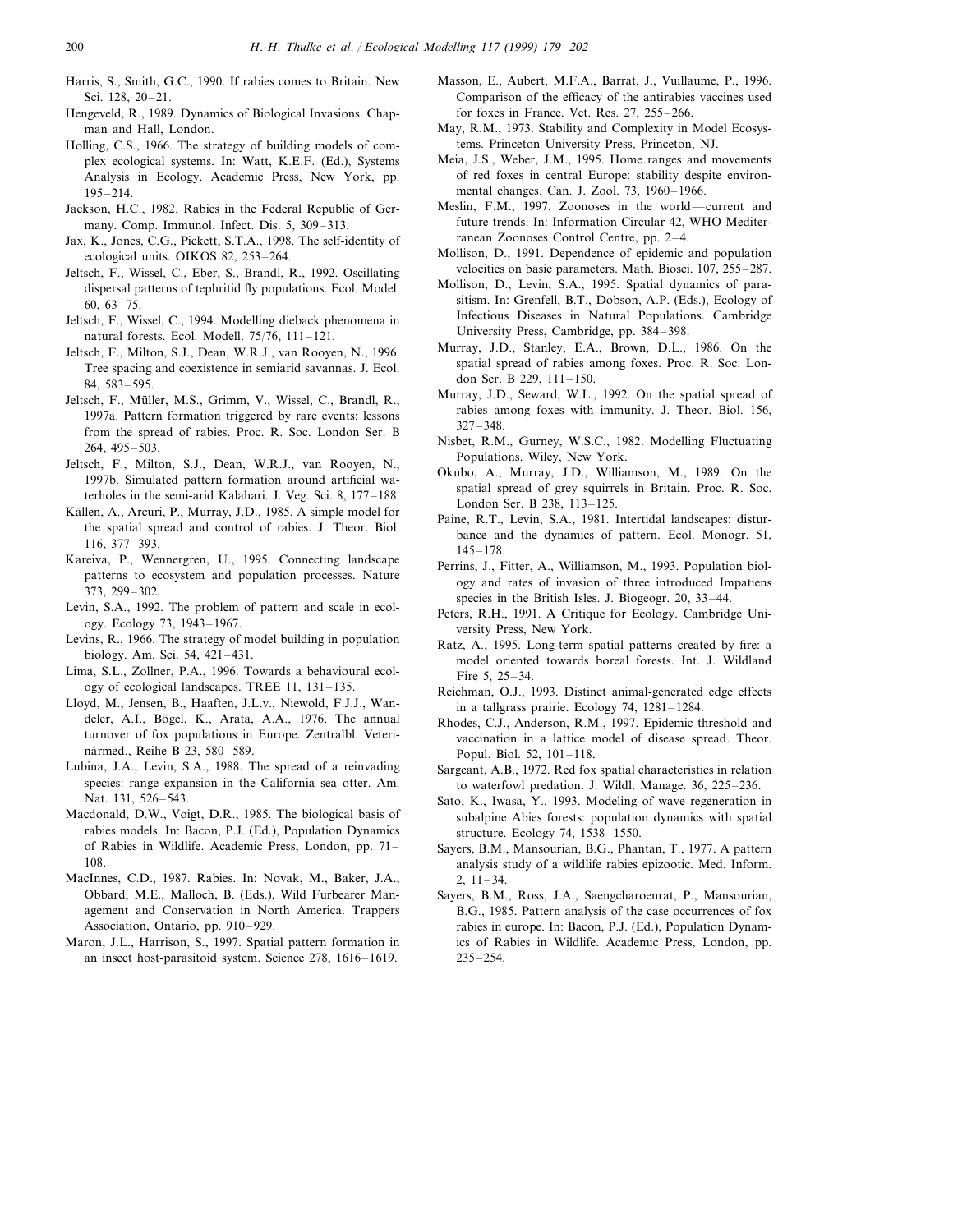Harris, S., Smith, G.C., 1990. If rabies comes to Britain. New Sci. 128, 20–21.

Hengeveld, R., 1989. Dynamics of Biological Invasions. Chapman and Hall, London.

Holling, C.S., 1966. The strategy of building models of complex ecological systems. In: Watt, K.E.F. (Ed.), Systems Analysis in Ecology. Academic Press, New York, pp. 195–214.

Jackson, H.C., 1982. Rabies in the Federal Republic of Germany. Comp. Immunol. Infect. Dis. 5, 309–313.

Jax, K., Jones, C.G., Pickett, S.T.A., 1998. The self-identity of ecological units. OIKOS 82, 253–264.

Jeltsch, F., Wissel, C., Eber, S., Brandl, R., 1992. Oscillating dispersal patterns of tephritid fly populations. Ecol. Model. 60, 63–75.

Jeltsch, F., Wissel, C., 1994. Modelling dieback phenomena in natural forests. Ecol. Modell. 75/76, 111–121.

Jeltsch, F., Milton, S.J., Dean, W.R.J., van Rooyen, N., 1996. Tree spacing and coexistence in semiarid savannas. J. Ecol. 84, 583–595.

Jeltsch, F., Müller, M.S., Grimm, V., Wissel, C., Brandl, R., 1997a. Pattern formation triggered by rare events: lessons from the spread of rabies. Proc. R. Soc. London Ser. B 264, 495–503.

Jeltsch, F., Milton, S.J., Dean, W.R.J., van Rooyen, N., 1997b. Simulated pattern formation around artificial waterholes in the semi-arid Kalahari. J. Veg. Sci. 8, 177–188.

Källen, A., Arcuri, P., Murray, J.D., 1985. A simple model for the spatial spread and control of rabies. J. Theor. Biol. 116, 377–393.

Kareiva, P., Wennergren, U., 1995. Connecting landscape patterns to ecosystem and population processes. Nature 373, 299–302.

Levin, S.A., 1992. The problem of pattern and scale in ecology. Ecology 73, 1943–1967.

Levins, R., 1966. The strategy of model building in population biology. Am. Sci. 54, 421–431.

Lima, S.L., Zollner, P.A., 1996. Towards a behavioural ecology of ecological landscapes. TREE 11, 131–135.

Lloyd, M., Jensen, B., Haaften, J.L.v., Niewold, F.J.J., Wandeler, A.I., Bögel, K., Arata, A.A., 1976. The annual turnover of fox populations in Europe. Zentralbl. Veterinärmed., Reihe B 23, 580–589.

Lubina, J.A., Levin, S.A., 1988. The spread of a reinvading species: range expansion in the California sea otter. Am. Nat. 131, 526–543.

Macdonald, D.W., Voigt, D.R., 1985. The biological basis of rabies models. In: Bacon, P.J. (Ed.), Population Dynamics of Rabies in Wildlife. Academic Press, London, pp. 71–108.

MacInnes, C.D., 1987. Rabies. In: Novak, M., Baker, J.A., Obbard, M.E., Malloch, B. (Eds.), Wild Furbearer Management and Conservation in North America. Trappers Association, Ontario, pp. 910–929.

Maron, J.L., Harrison, S., 1997. Spatial pattern formation in an insect host-parasitoid system. Science 278, 1616–1619.

Masson, E., Aubert, M.F.A., Barrat, J., Vuillaume, P., 1996. Comparison of the efficacy of the antirabies vaccines used for foxes in France. Vet. Res. 27, 255–266.

May, R.M., 1973. Stability and Complexity in Model Ecosystems. Princeton University Press, Princeton, NJ.

Meia, J.S., Weber, J.M., 1995. Home ranges and movements of red foxes in central Europe: stability despite environmental changes. Can. J. Zool. 73, 1960–1966.

Meslin, F.M., 1997. Zoonoses in the world—current and future trends. In: Information Circular 42, WHO Mediterranean Zoonoses Control Centre, pp. 2–4.

Mollison, D., 1991. Dependence of epidemic and population velocities on basic parameters. Math. Biosci. 107, 255–287.

Mollison, D., Levin, S.A., 1995. Spatial dynamics of parasitism. In: Grenfell, B.T., Dobson, A.P. (Eds.), Ecology of Infectious Diseases in Natural Populations. Cambridge University Press, Cambridge, pp. 384–398.

Murray, J.D., Stanley, E.A., Brown, D.L., 1986. On the spatial spread of rabies among foxes. Proc. R. Soc. London Ser. B 229, 111–150.

Murray, J.D., Seward, W.L., 1992. On the spatial spread of rabies among foxes with immunity. J. Theor. Biol. 156, 327–348.

Nisbet, R.M., Gurney, W.S.C., 1982. Modelling Fluctuating Populations. Wiley, New York.

Okubo, A., Murray, J.D., Williamson, M., 1989. On the spatial spread of grey squirrels in Britain. Proc. R. Soc. London Ser. B 238, 113–125.

Paine, R.T., Levin, S.A., 1981. Intertidal landscapes: disturbance and the dynamics of pattern. Ecol. Monogr. 51, 145–178.

Perrins, J., Fitter, A., Williamson, M., 1993. Population biology and rates of invasion of three introduced Impatiens species in the British Isles. J. Biogeogr. 20, 33–44.

Peters, R.H., 1991. A Critique for Ecology. Cambridge University Press, New York.

Ratz, A., 1995. Long-term spatial patterns created by fire: a model oriented towards boreal forests. Int. J. Wildland Fire 5, 25–34.

Reichman, O.J., 1993. Distinct animal-generated edge effects in a tallgrass prairie. Ecology 74, 1281–1284.

Rhodes, C.J., Anderson, R.M., 1997. Epidemic threshold and vaccination in a lattice model of disease spread. Theor. Popul. Biol. 52, 101–118.

Sargeant, A.B., 1972. Red fox spatial characteristics in relation to waterfowl predation. J. Wildl. Manage. 36, 225–236.

Sato, K., Iwasa, Y., 1993. Modeling of wave regeneration in subalpine Abies forests: population dynamics with spatial structure. Ecology 74, 1538–1550.

Sayers, B.M., Mansourian, B.G., Phantan, T., 1977. A pattern analysis study of a wildlife rabies epizootic. Med. Inform. 2, 11–34.

Sayers, B.M., Ross, J.A., Saengcharoenrat, P., Mansourian, B.G., 1985. Pattern analysis of the case occurrences of fox rabies in europe. In: Bacon, P.J. (Ed.), Population Dynamics of Rabies in Wildlife. Academic Press, London, pp. 235–254.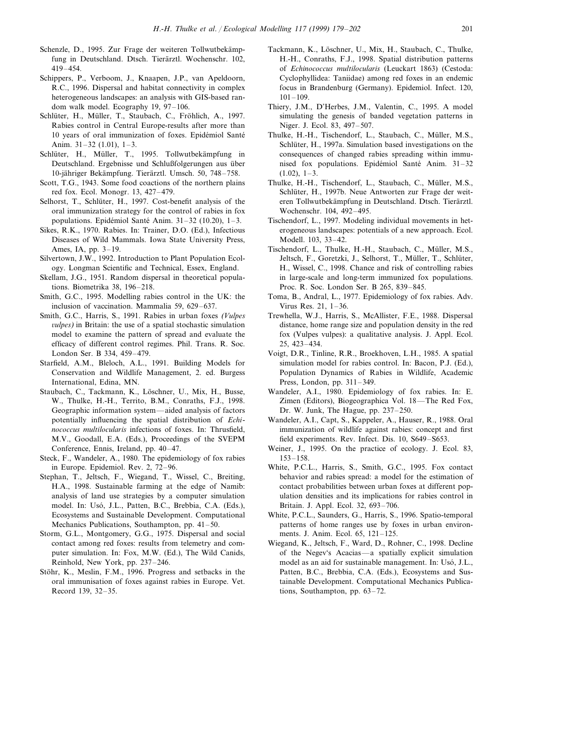Schenzle, D., 1995. Zur Frage der weiteren Tollwutbekämpfung in Deutschland. Dtsch. Tierärztl. Wochenschr. 102, 419–454.

Schippers, P., Verboom, J., Knaapen, J.P., van Apeldoorn, R.C., 1996. Dispersal and habitat connectivity in complex heterogeneous landscapes: an analysis with GIS-based random walk model. Ecography 19, 97–106.

Schlüter, H., Müller, T., Staubach, C., Fröhlich, A., 1997. Rabies control in Central Europe-results after more than 10 years of oral immunization of foxes. Epidémiol Santé Anim. 31–32 (1.01), 1–3.

Schlüter, H., Müller, T., 1995. Tollwutbekämpfung in Deutschland. Ergebnisse und Schlußfolgerungen aus über 10-jähriger Bekämpfung. Tierärztl. Umsch. 50, 748–758.

Scott, T.G., 1943. Some food coactions of the northern plains red fox. Ecol. Monogr. 13, 427–479.

Selhorst, T., Schlüter, H., 1997. Cost-benefit analysis of the oral immunization strategy for the control of rabies in fox populations. Epidémiol Santé Anim. 31–32 (10.20), 1–3.

Sikes, R.K., 1970. Rabies. In: Trainer, D.O. (Ed.), Infectious Diseases of Wild Mammals. Iowa State University Press, Ames, IA, pp. 3–19.

Silvertown, J.W., 1992. Introduction to Plant Population Ecology. Longman Scientific and Technical, Essex, England.

Skellam, J.G., 1951. Random dispersal in theoretical populations. Biometrika 38, 196–218.

Smith, G.C., 1995. Modelling rabies control in the UK: the inclusion of vaccination. Mammalia 59, 629–637.

Smith, G.C., Harris, S., 1991. Rabies in urban foxes *(Vulpes vulpes)* in Britain: the use of a spatial stochastic simulation model to examine the pattern of spread and evaluate the efficacy of different control regimes. Phil. Trans. R. Soc. London Ser. B 334, 459–479.

Starfield, A.M., Bleloch, A.L., 1991. Building Models for Conservation and Wildlife Management, 2. ed. Burgess International, Edina, MN.

Staubach, C., Tackmann, K., Löschner, U., Mix, H., Busse, W., Thulke, H.-H., Territo, B.M., Conraths, F.J., 1998. Geographic information system—aided analysis of factors potentially influencing the spatial distribution of *Echinococcus multilocularis* infections of foxes. In: Thrusfield, M.V., Goodall, E.A. (Eds.), Proceedings of the SVEPM Conference, Ennis, Ireland, pp. 40–47.

Steck, F., Wandeler, A., 1980. The epidemiology of fox rabies in Europe. Epidemiol. Rev. 2, 72–96.

Stephan, T., Jeltsch, F., Wiegand, T., Wissel, C., Breiting, H.A., 1998. Sustainable farming at the edge of Namib: analysis of land use strategies by a computer simulation model. In: Usó, J.L., Patten, B.C., Brebbia, C.A. (Eds.), Ecosystems and Sustainable Development. Computational Mechanics Publications, Southampton, pp. 41–50.

Storm, G.L., Montgomery, G.G., 1975. Dispersal and social contact among red foxes: results from telemetry and computer simulation. In: Fox, M.W. (Ed.), The Wild Canids, Reinhold, New York, pp. 237–246.

Stöhr, K., Meslin, F.M., 1996. Progress and setbacks in the oral immunisation of foxes against rabies in Europe. Vet. Record 139, 32–35.

Tackmann, K., Löschner, U., Mix, H., Staubach, C., Thulke, H.-H., Conraths, F.J., 1998. Spatial distribution patterns of *Echinococcus multilocularis* (Leuckart 1863) (Cestoda: Cyclophyllidea: Taniidae) among red foxes in an endemic focus in Brandenburg (Germany). Epidemiol. Infect. 120, 101–109.

Thiery, J.M., D'Herbes, J.M., Valentin, C., 1995. A model simulating the genesis of banded vegetation patterns in Niger. J. Ecol. 83, 497–507.

Thulke, H.-H., Tischendorf, L., Staubach, C., Müller, M.S., Schlüter, H., 1997a. Simulation based investigations on the consequences of changed rabies spreading within immunised fox populations. Epidémiol Santé Anim. 31–32 (1.02), 1–3.

Thulke, H.-H., Tischendorf, L., Staubach, C., Müller, M.S., Schlüter, H., 1997b. Neue Antworten zur Frage der weiteren Tollwutbekämpfung in Deutschland. Dtsch. Tierärztl. Wochenschr. 104, 492–495.

Tischendorf, L., 1997. Modeling individual movements in heterogeneous landscapes: potentials of a new approach. Ecol. Modell. 103, 33–42.

Tischendorf, L., Thulke, H.-H., Staubach, C., Müller, M.S., Jeltsch, F., Goretzki, J., Selhorst, T., Müller, T., Schlüter, H., Wissel, C., 1998. Chance and risk of controlling rabies in large-scale and long-term immunized fox populations. Proc. R. Soc. London Ser. B 265, 839–845.

Toma, B., Andral, L., 1977. Epidemiology of fox rabies. Adv. Virus Res. 21, 1–36.

Trewhella, W.J., Harris, S., McAllister, F.E., 1988. Dispersal distance, home range size and population density in the red fox (Vulpes vulpes): a qualitative analysis. J. Appl. Ecol. 25, 423–434.

Voigt, D.R., Tinline, R.R., Broekhoven, L.H., 1985. A spatial simulation model for rabies control. In: Bacon, P.J. (Ed.), Population Dynamics of Rabies in Wildlife, Academic Press, London, pp. 311–349.

Wandeler, A.I., 1980. Epidemiology of fox rabies. In: E. Zimen (Editors), Biogeographica Vol. 18—The Red Fox, Dr. W. Junk, The Hague, pp. 237–250.

Wandeler, A.I., Capt, S., Kappeler, A., Hauser, R., 1988. Oral immunization of wildlife against rabies: concept and first field experiments. Rev. Infect. Dis. 10, S649–S653.

Weiner, J., 1995. On the practice of ecology. J. Ecol. 83, 153–158.

White, P.C.L., Harris, S., Smith, G.C., 1995. Fox contact behavior and rabies spread: a model for the estimation of contact probabilities between urban foxes at different population densities and its implications for rabies control in Britain. J. Appl. Ecol. 32, 693–706.

White, P.C.L., Saunders, G., Harris, S., 1996. Spatio-temporal patterns of home ranges use by foxes in urban environments. J. Anim. Ecol. 65, 121–125.

Wiegand, K., Jeltsch, F., Ward, D., Rohner, C., 1998. Decline of the Negev's Acacias—a spatially explicit simulation model as an aid for sustainable management. In: Usó, J.L., Patten, B.C., Brebbia, C.A. (Eds.), Ecosystems and Sustainable Development. Computational Mechanics Publications, Southampton, pp. 63–72.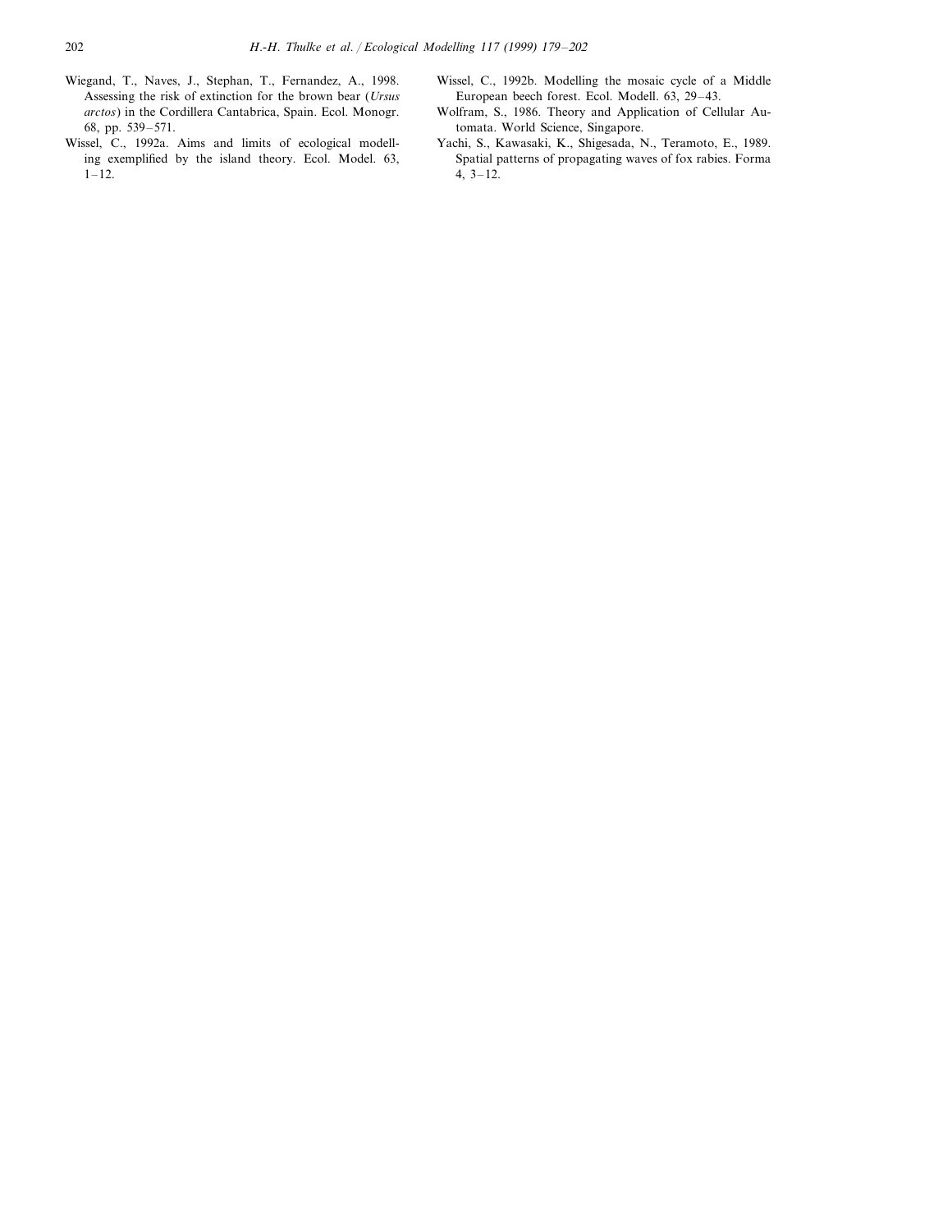Wiegand, T., Naves, J., Stephan, T., Fernandez, A., 1998. Assessing the risk of extinction for the brown bear (*Ursus arctos*) in the Cordillera Cantabrica, Spain. Ecol. Monogr. 68, pp. 539–571.

Wissel, C., 1992a. Aims and limits of ecological modelling exemplified by the island theory. Ecol. Model. 63, 1–12.

Wissel, C., 1992b. Modelling the mosaic cycle of a Middle European beech forest. Ecol. Modell. 63, 29–43.

Wolfram, S., 1986. Theory and Application of Cellular Automata. World Science, Singapore.

Yachi, S., Kawasaki, K., Shigesada, N., Teramoto, E., 1989. Spatial patterns of propagating waves of fox rabies. Forma 4, 3–12.